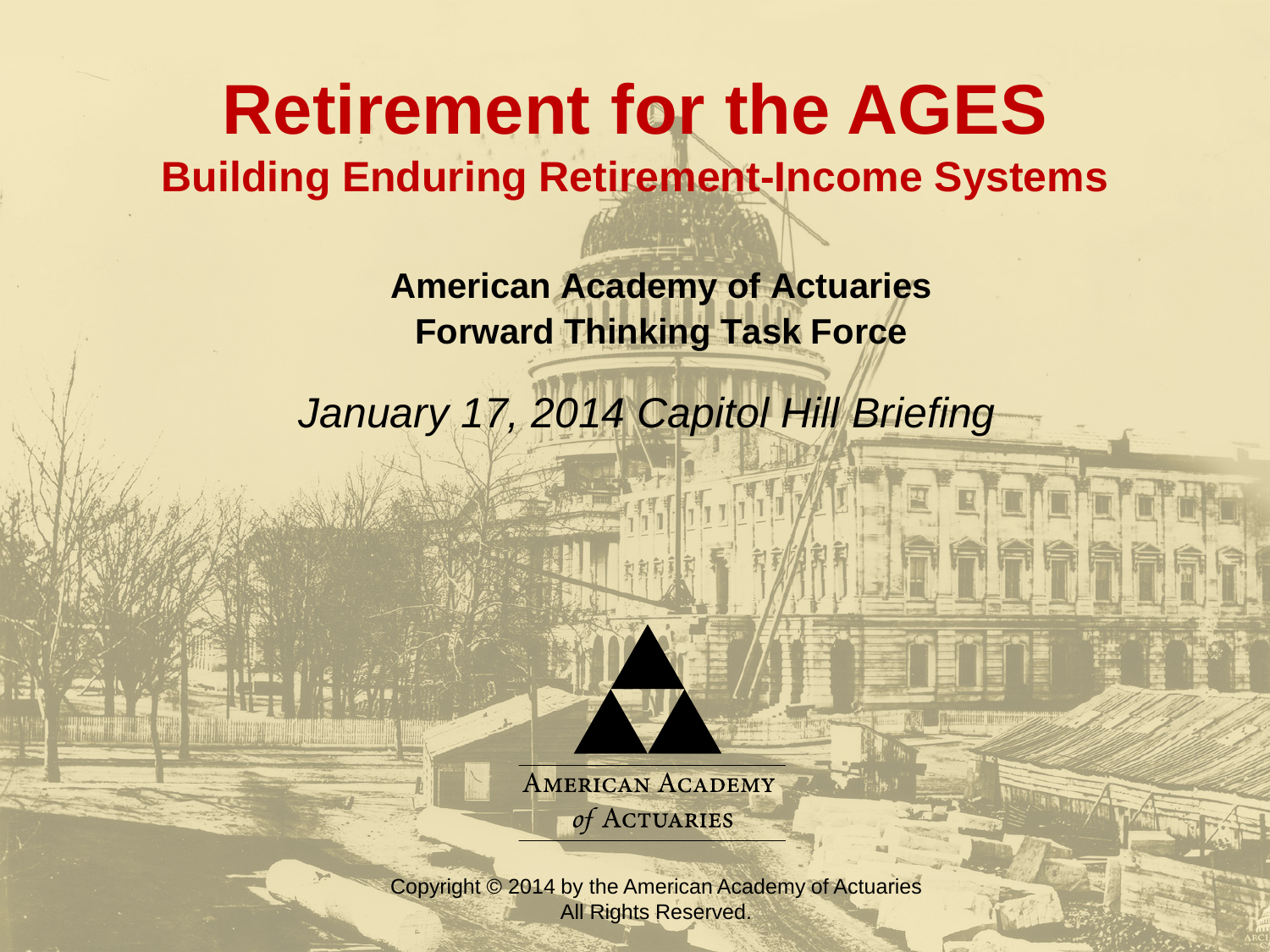# Retirement for the AGES

## Building Enduring Retirement-Income Systems

**American Academy of Actuaries**
**Forward Thinking Task Force**

*January 17, 2014 Capitol Hill Briefing*

AMERICAN ACADEMY *of* ACTUARIES

Copyright © 2014 by the American Academy of Actuaries
All Rights Reserved.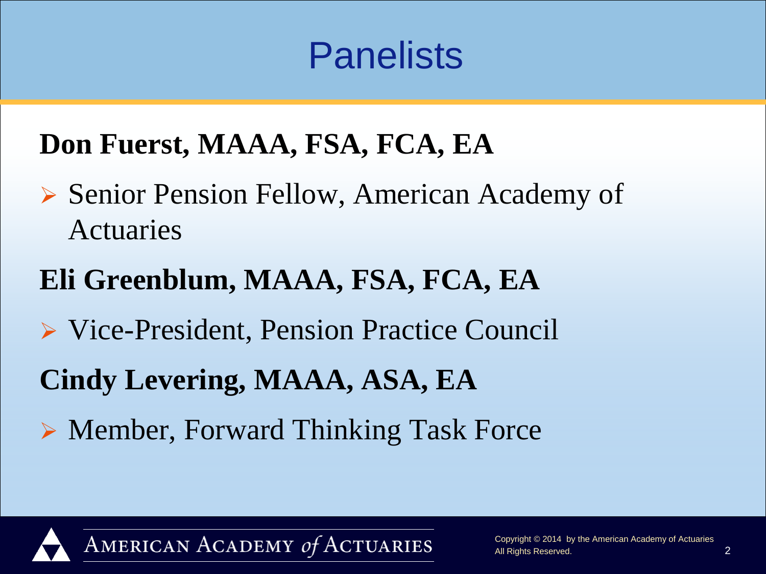# Panelists

**Don Fuerst, MAAA, FSA, FCA, EA**

- Senior Pension Fellow, American Academy of Actuaries

**Eli Greenblum, MAAA, FSA, FCA, EA**

- Vice-President, Pension Practice Council

**Cindy Levering, MAAA, ASA, EA**

- Member, Forward Thinking Task Force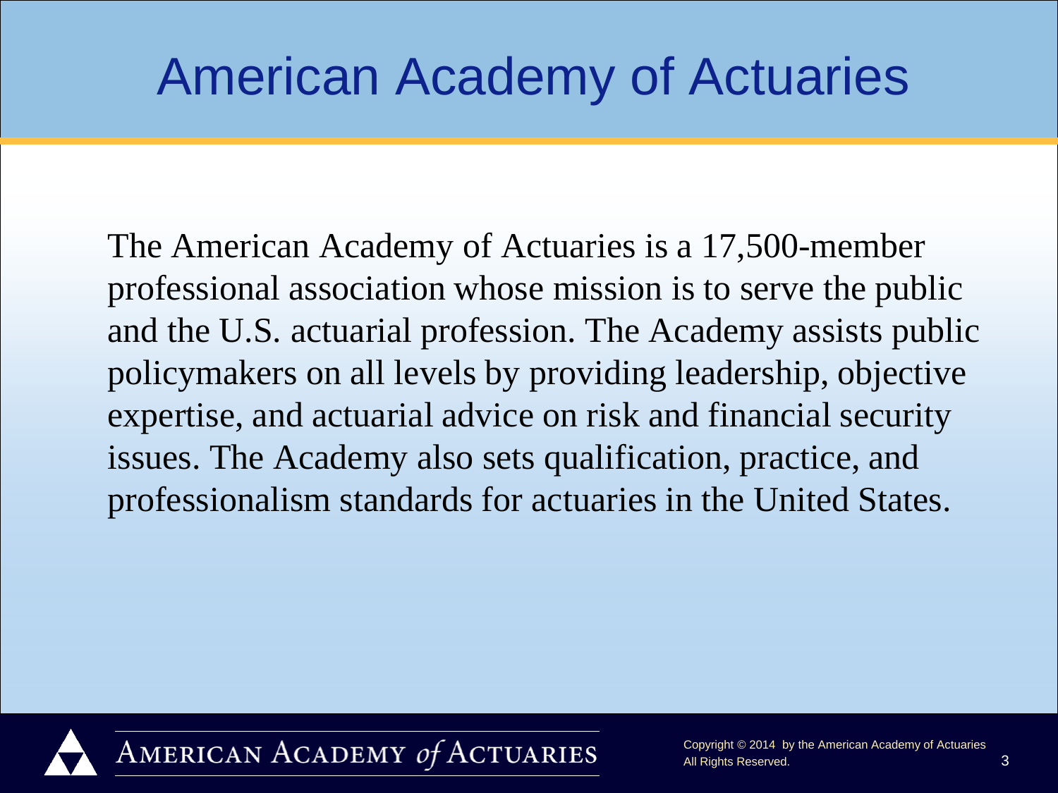# American Academy of Actuaries

The American Academy of Actuaries is a 17,500-member professional association whose mission is to serve the public and the U.S. actuarial profession. The Academy assists public policymakers on all levels by providing leadership, objective expertise, and actuarial advice on risk and financial security issues. The Academy also sets qualification, practice, and professionalism standards for actuaries in the United States.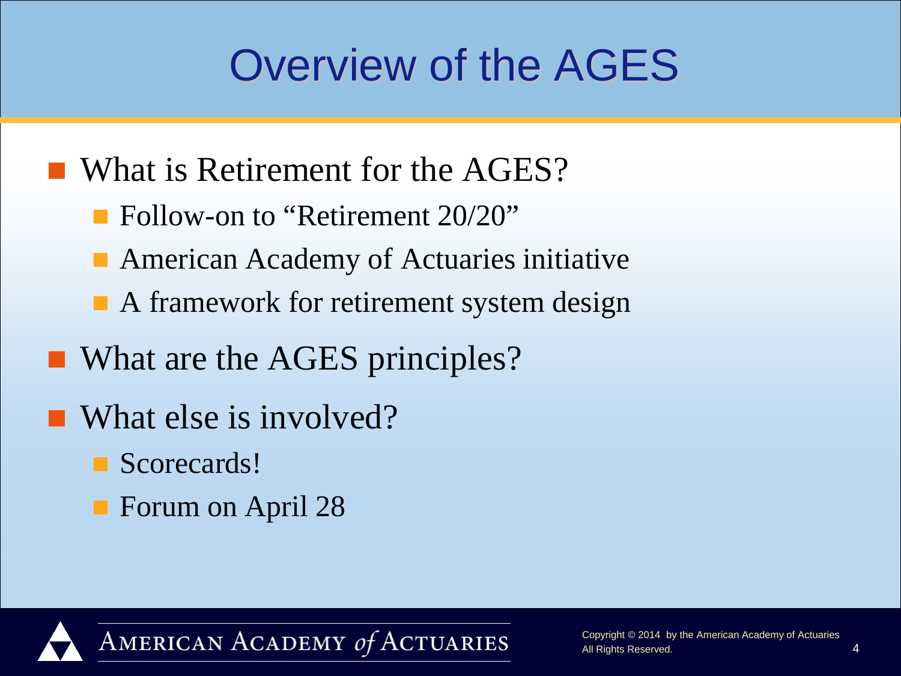# Overview of the AGES

- What is Retirement for the AGES?
  - Follow-on to "Retirement 20/20"
  - American Academy of Actuaries initiative
  - A framework for retirement system design
- What are the AGES principles?
- What else is involved?
  - Scorecards!
  - Forum on April 28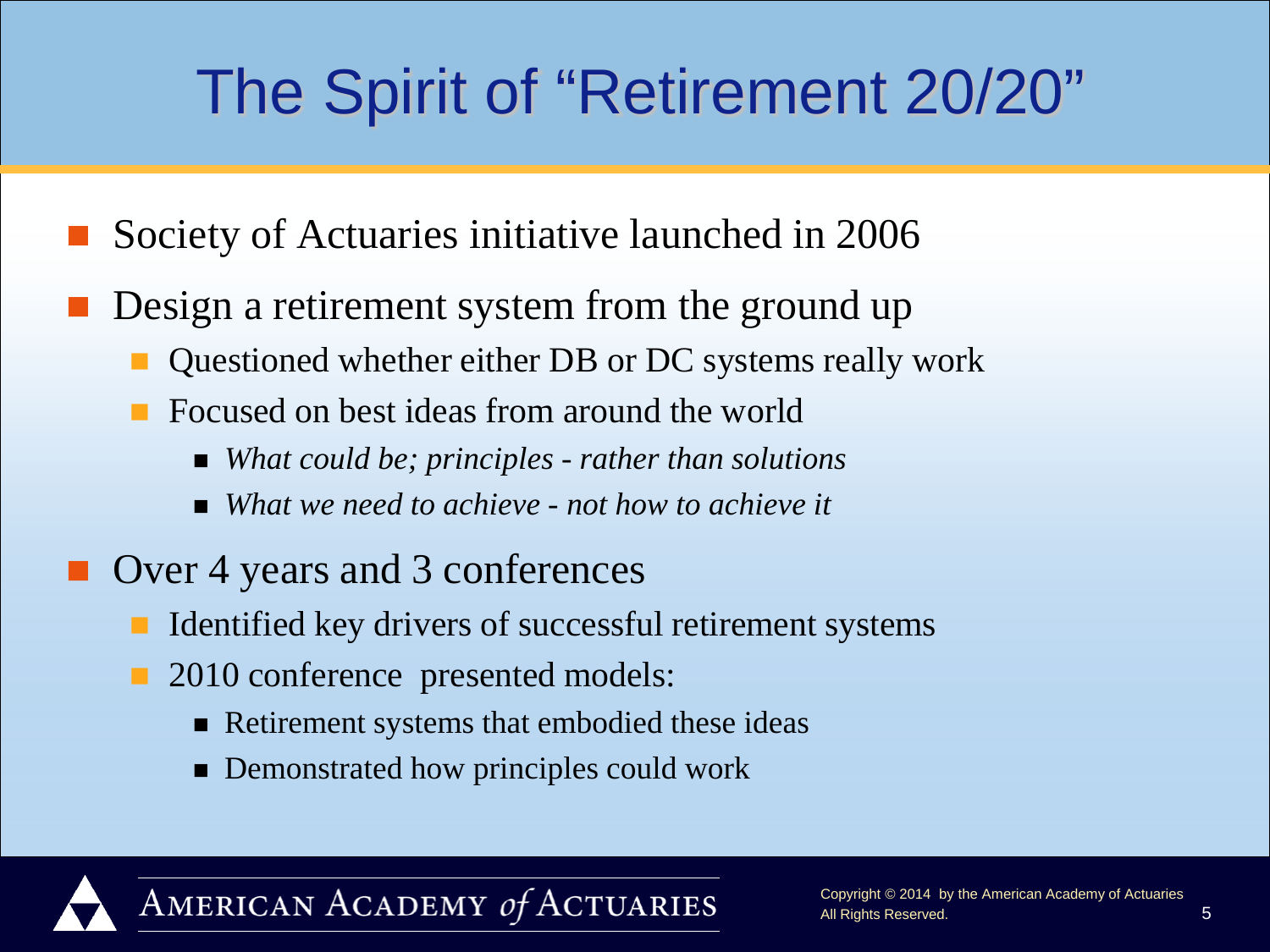# The Spirit of "Retirement 20/20"

- Society of Actuaries initiative launched in 2006
- Design a retirement system from the ground up
  - Questioned whether either DB or DC systems really work
  - Focused on best ideas from around the world
    - *What could be; principles - rather than solutions*
    - *What we need to achieve - not how to achieve it*
- Over 4 years and 3 conferences
  - Identified key drivers of successful retirement systems
  - 2010 conference presented models:
    - Retirement systems that embodied these ideas
    - Demonstrated how principles could work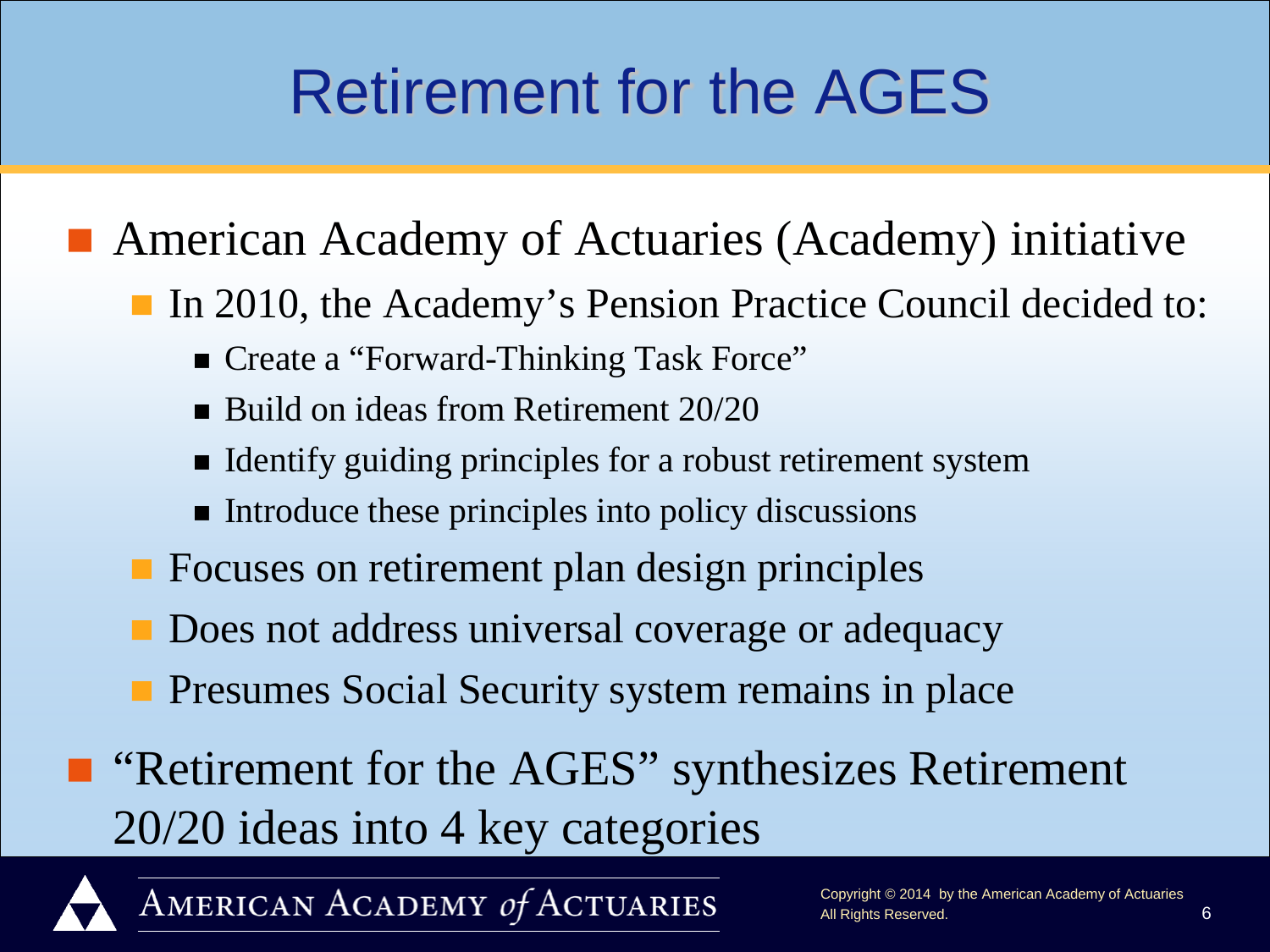# Retirement for the AGES

- American Academy of Actuaries (Academy) initiative
  - In 2010, the Academy's Pension Practice Council decided to:
    - Create a "Forward-Thinking Task Force"
    - Build on ideas from Retirement 20/20
    - Identify guiding principles for a robust retirement system
    - Introduce these principles into policy discussions
  - Focuses on retirement plan design principles
  - Does not address universal coverage or adequacy
  - Presumes Social Security system remains in place
- "Retirement for the AGES" synthesizes Retirement 20/20 ideas into 4 key categories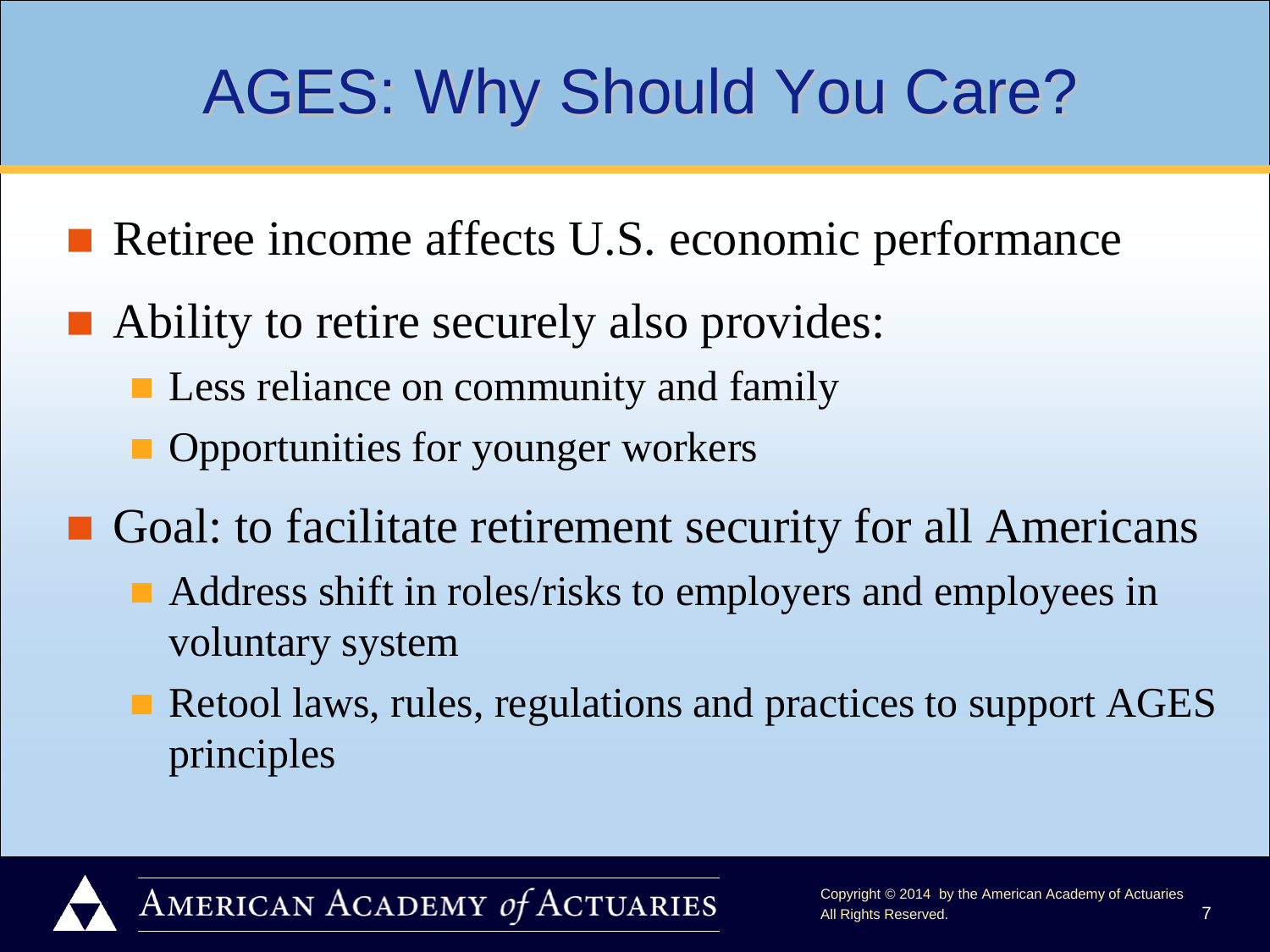# AGES: Why Should You Care?

- Retiree income affects U.S. economic performance
- Ability to retire securely also provides:
  - Less reliance on community and family
  - Opportunities for younger workers
- Goal: to facilitate retirement security for all Americans
  - Address shift in roles/risks to employers and employees in voluntary system
  - Retool laws, rules, regulations and practices to support AGES principles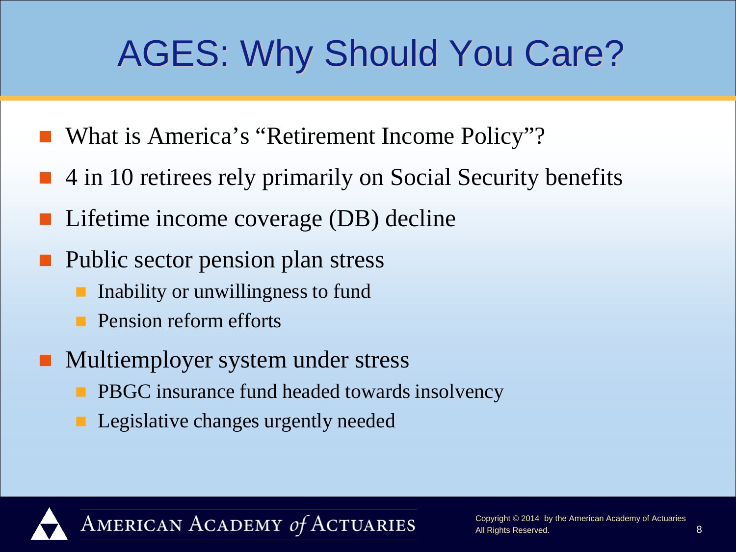# AGES: Why Should You Care?

- What is America's "Retirement Income Policy"?
- 4 in 10 retirees rely primarily on Social Security benefits
- Lifetime income coverage (DB) decline
- Public sector pension plan stress
  - Inability or unwillingness to fund
  - Pension reform efforts
- Multiemployer system under stress
  - PBGC insurance fund headed towards insolvency
  - Legislative changes urgently needed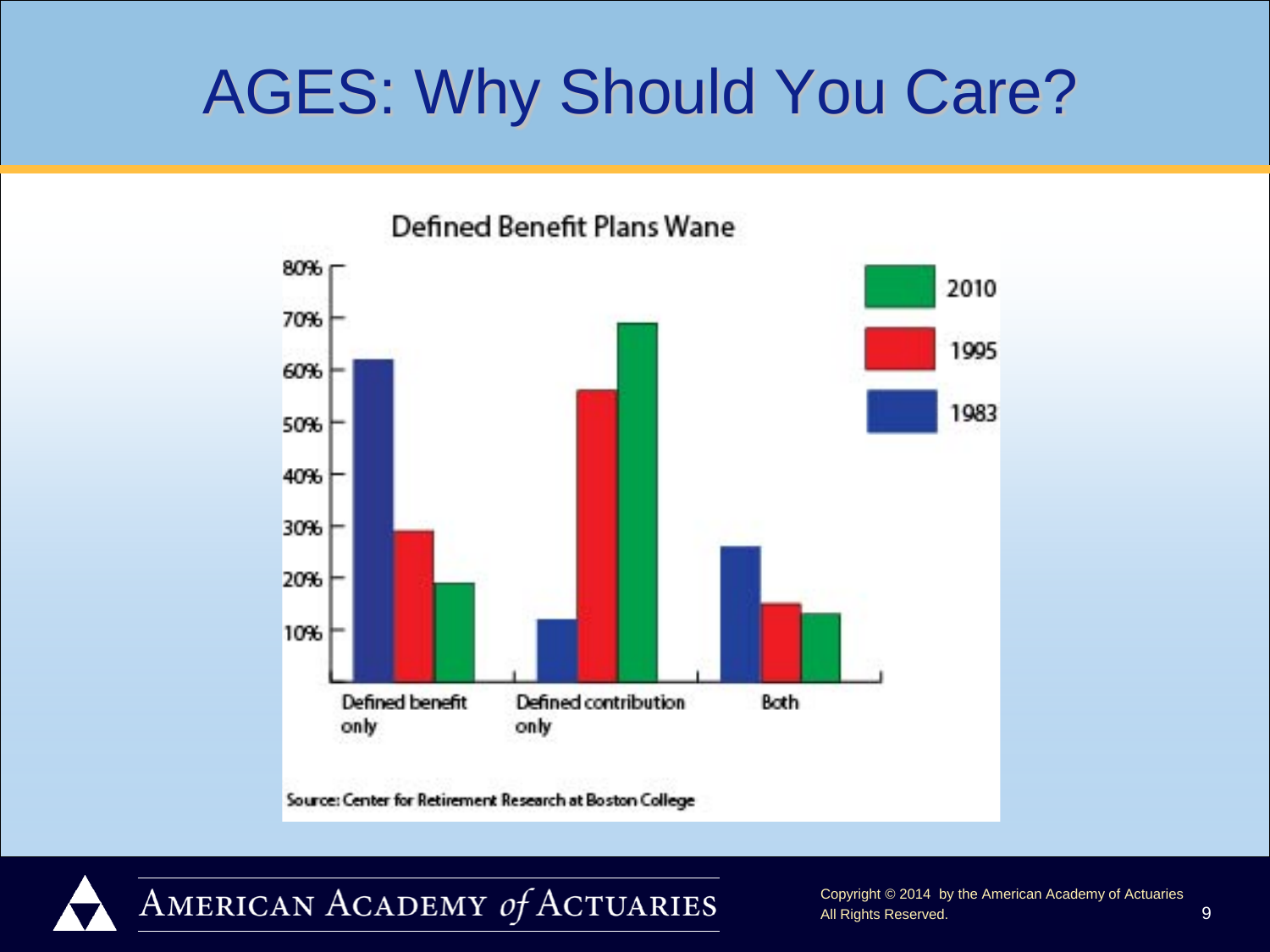# AGES: Why Should You Care?

Defined Benefit Plans Wane

| | 1983 | 1995 | 2010 |
|---|---|---|---|
| Defined benefit only | 62% | 29% | 19% |
| Defined contribution only | 12% | 56% | 69% |
| Both | 26% | 15% | 13% |

Source: Center for Retirement Research at Boston College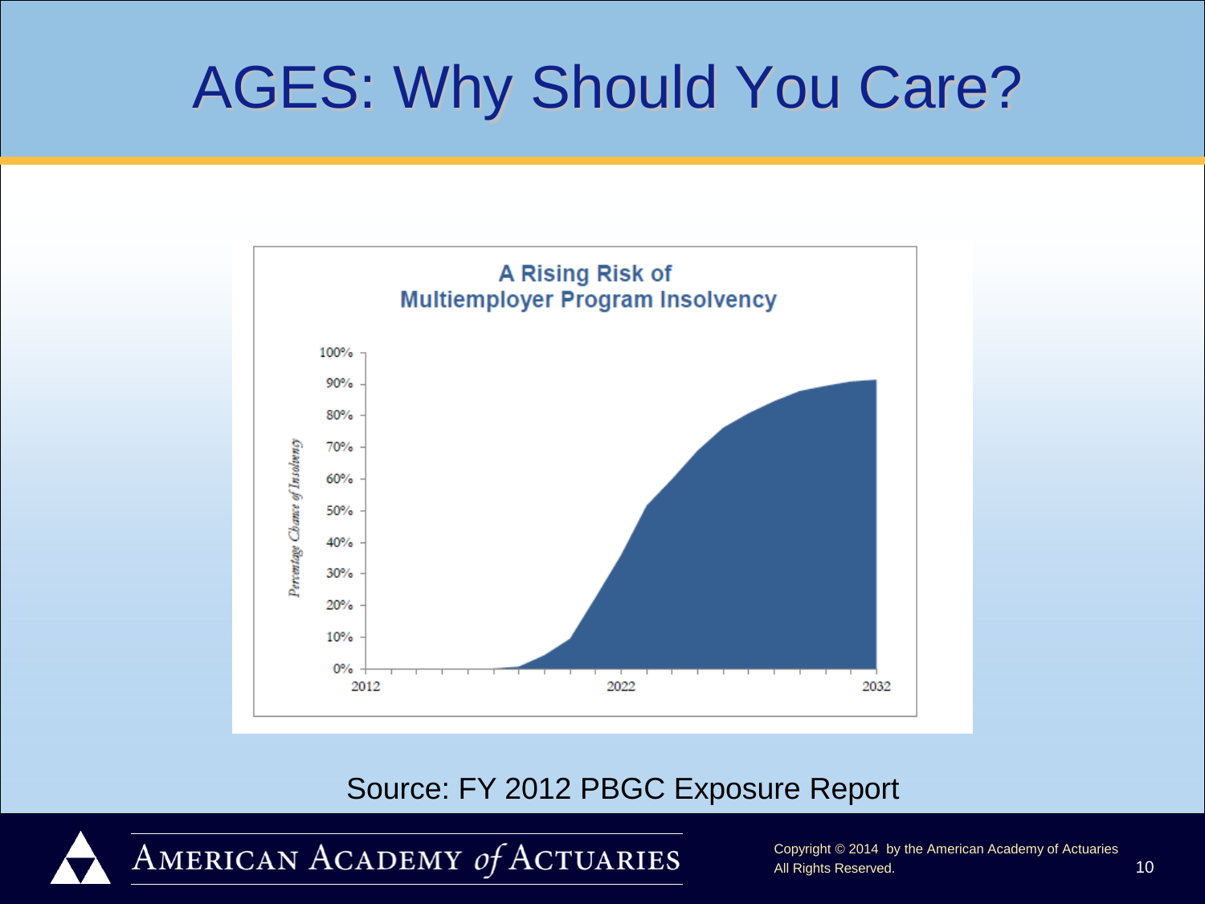# AGES: Why Should You Care?

**A Rising Risk of Multiemployer Program Insolvency**

Percentage Chance of Insolvency

100%
90%
80%
70%
60%
50%
40%
30%
20%
10%
0%

2012 2022 2032

Source: FY 2012 PBGC Exposure Report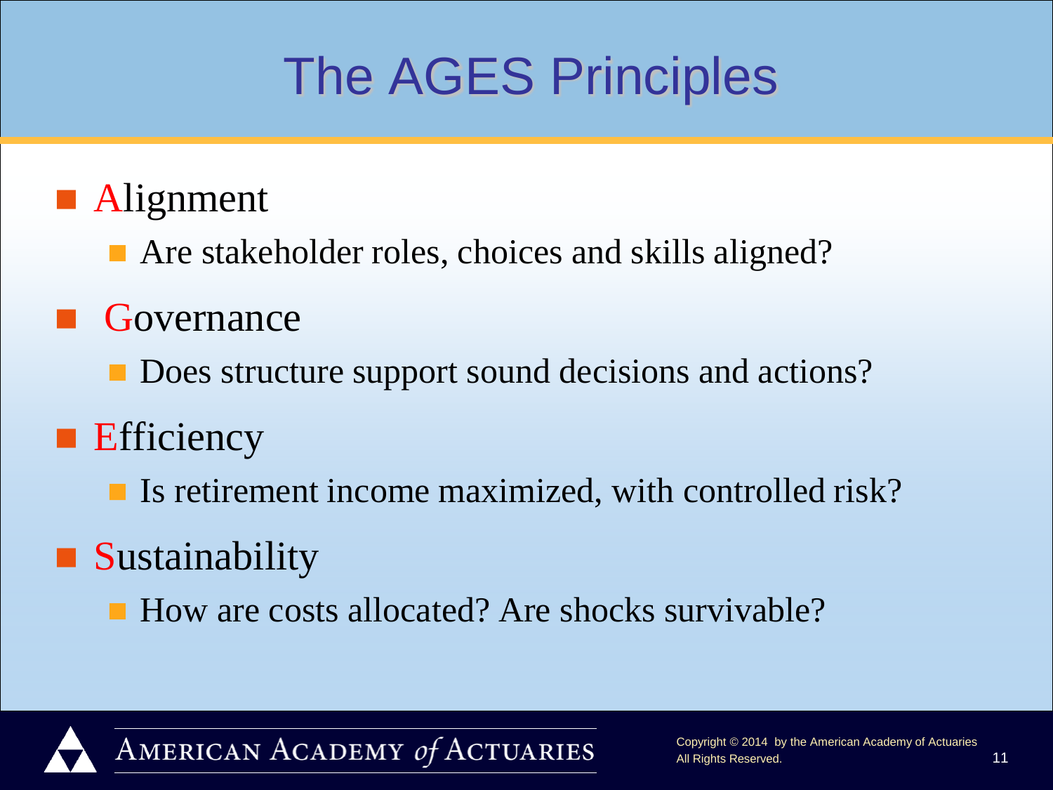# The AGES Principles

- Alignment
  - Are stakeholder roles, choices and skills aligned?
- Governance
  - Does structure support sound decisions and actions?
- Efficiency
  - Is retirement income maximized, with controlled risk?
- Sustainability
  - How are costs allocated? Are shocks survivable?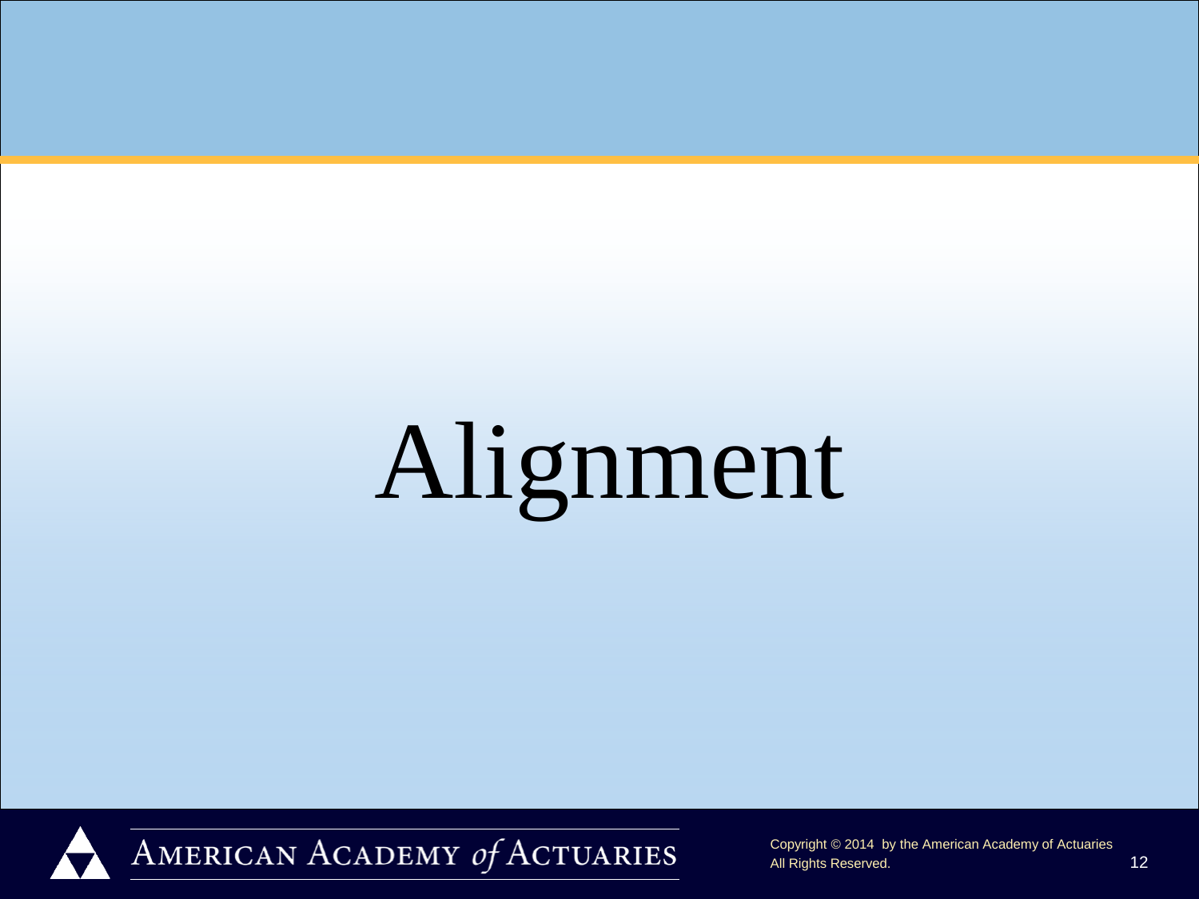# Alignment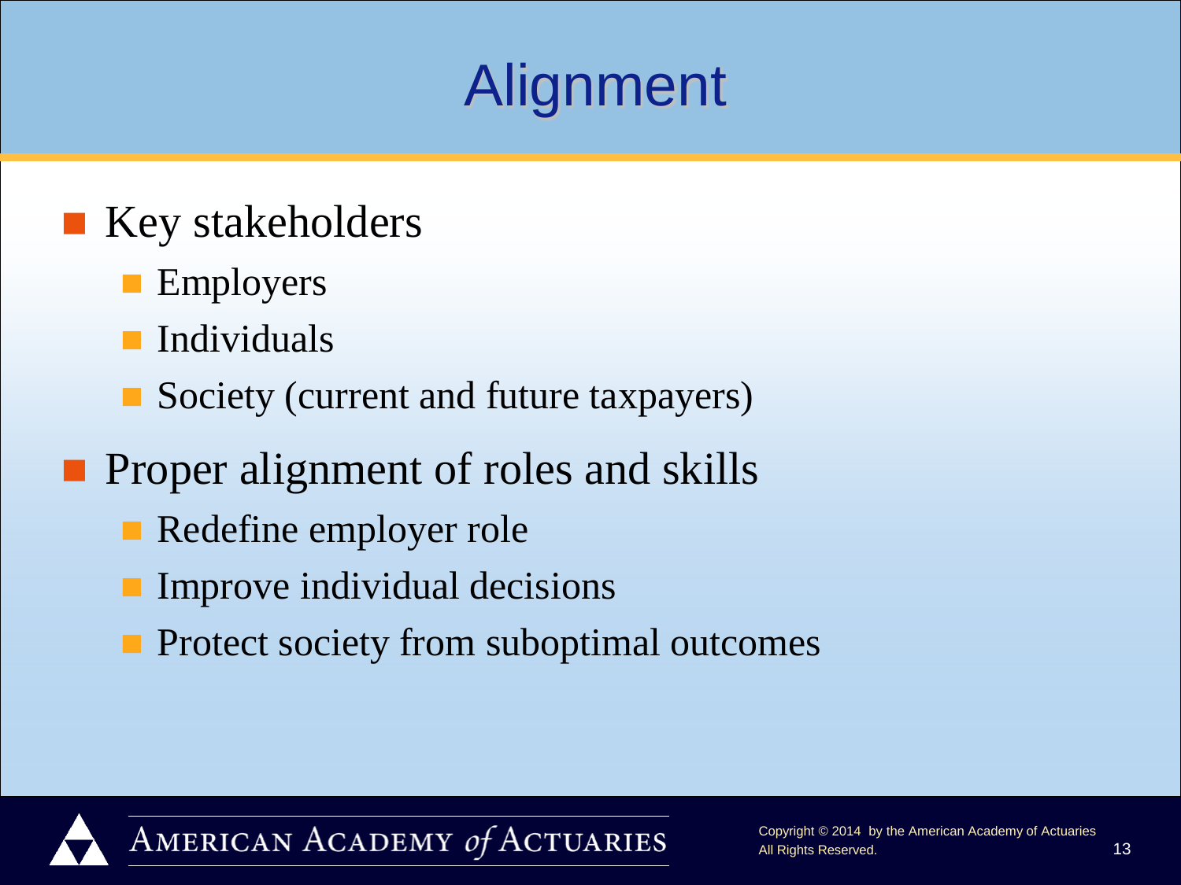# Alignment

- Key stakeholders
  - Employers
  - Individuals
  - Society (current and future taxpayers)
- Proper alignment of roles and skills
  - Redefine employer role
  - Improve individual decisions
  - Protect society from suboptimal outcomes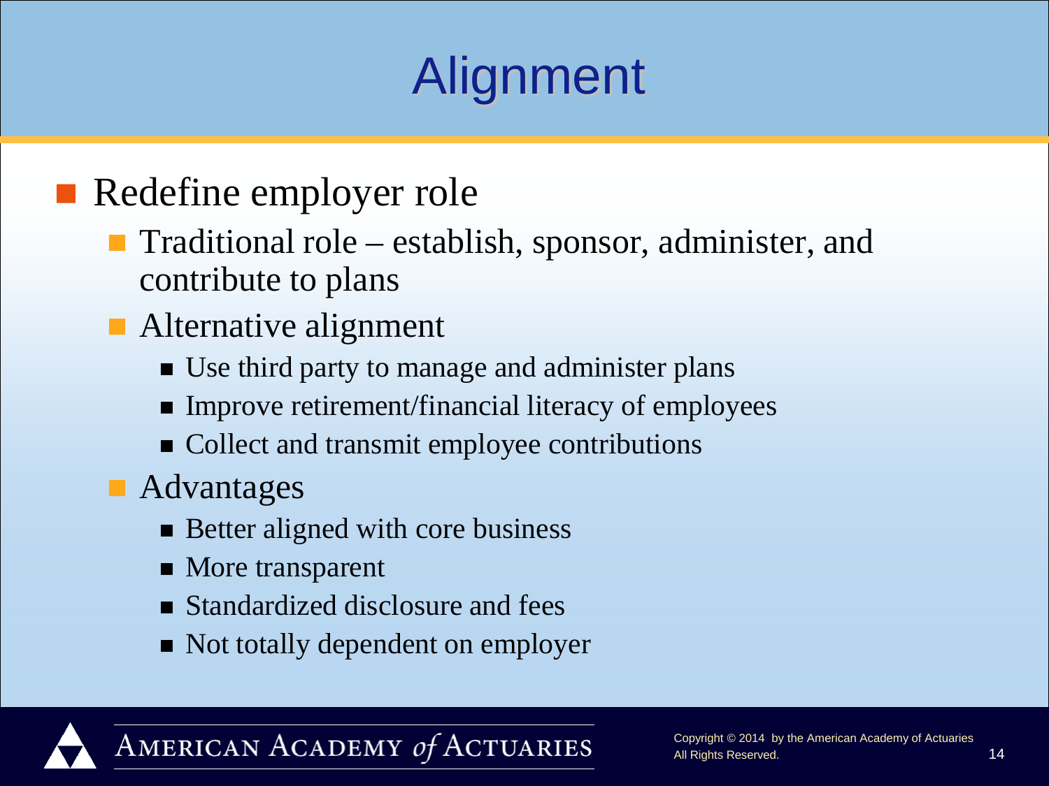# Alignment

- Redefine employer role
  - Traditional role – establish, sponsor, administer, and contribute to plans
  - Alternative alignment
    - Use third party to manage and administer plans
    - Improve retirement/financial literacy of employees
    - Collect and transmit employee contributions
  - Advantages
    - Better aligned with core business
    - More transparent
    - Standardized disclosure and fees
    - Not totally dependent on employer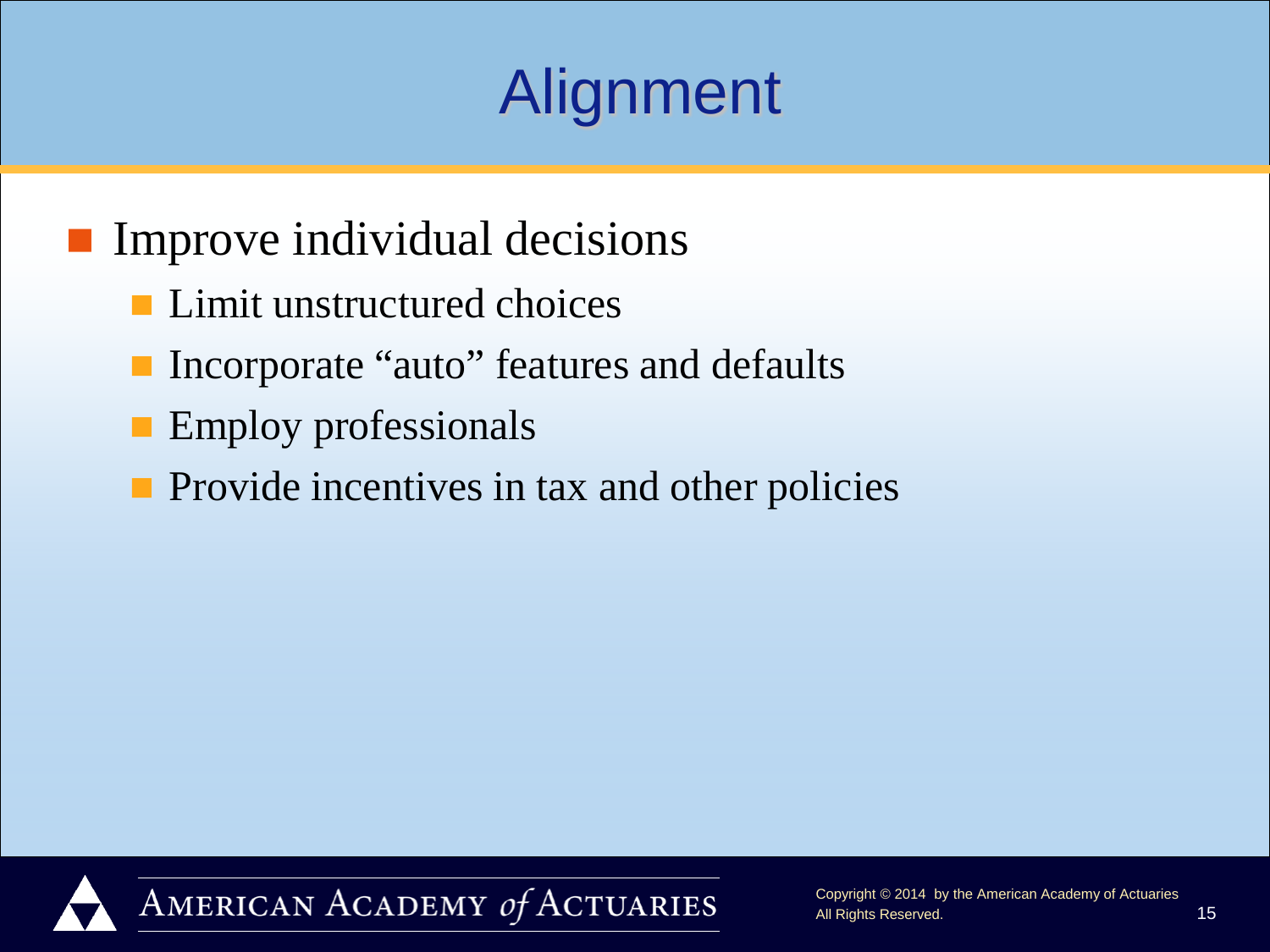# Alignment

- Improve individual decisions
  - Limit unstructured choices
  - Incorporate “auto” features and defaults
  - Employ professionals
  - Provide incentives in tax and other policies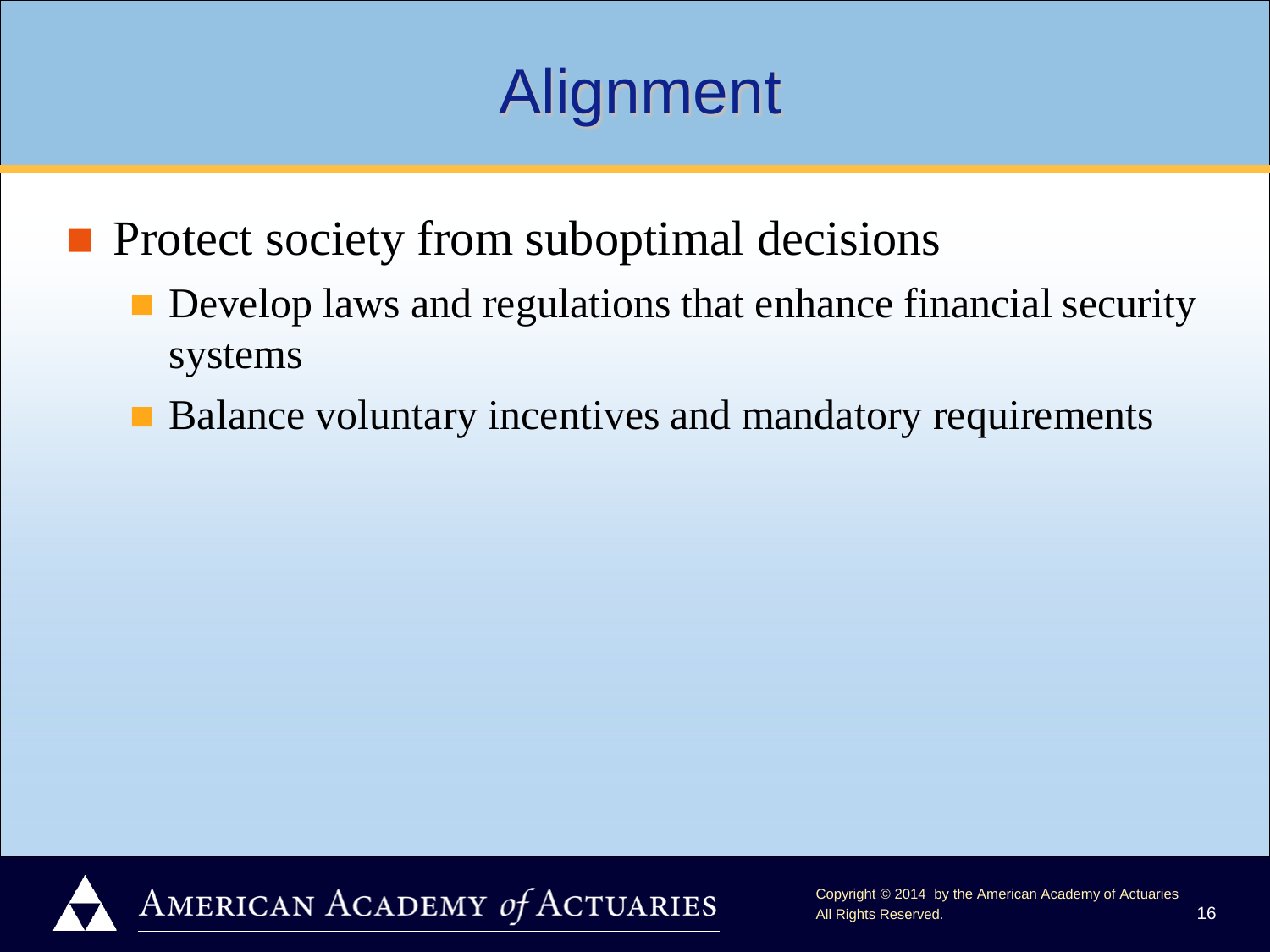# Alignment

- Protect society from suboptimal decisions
  - Develop laws and regulations that enhance financial security systems
  - Balance voluntary incentives and mandatory requirements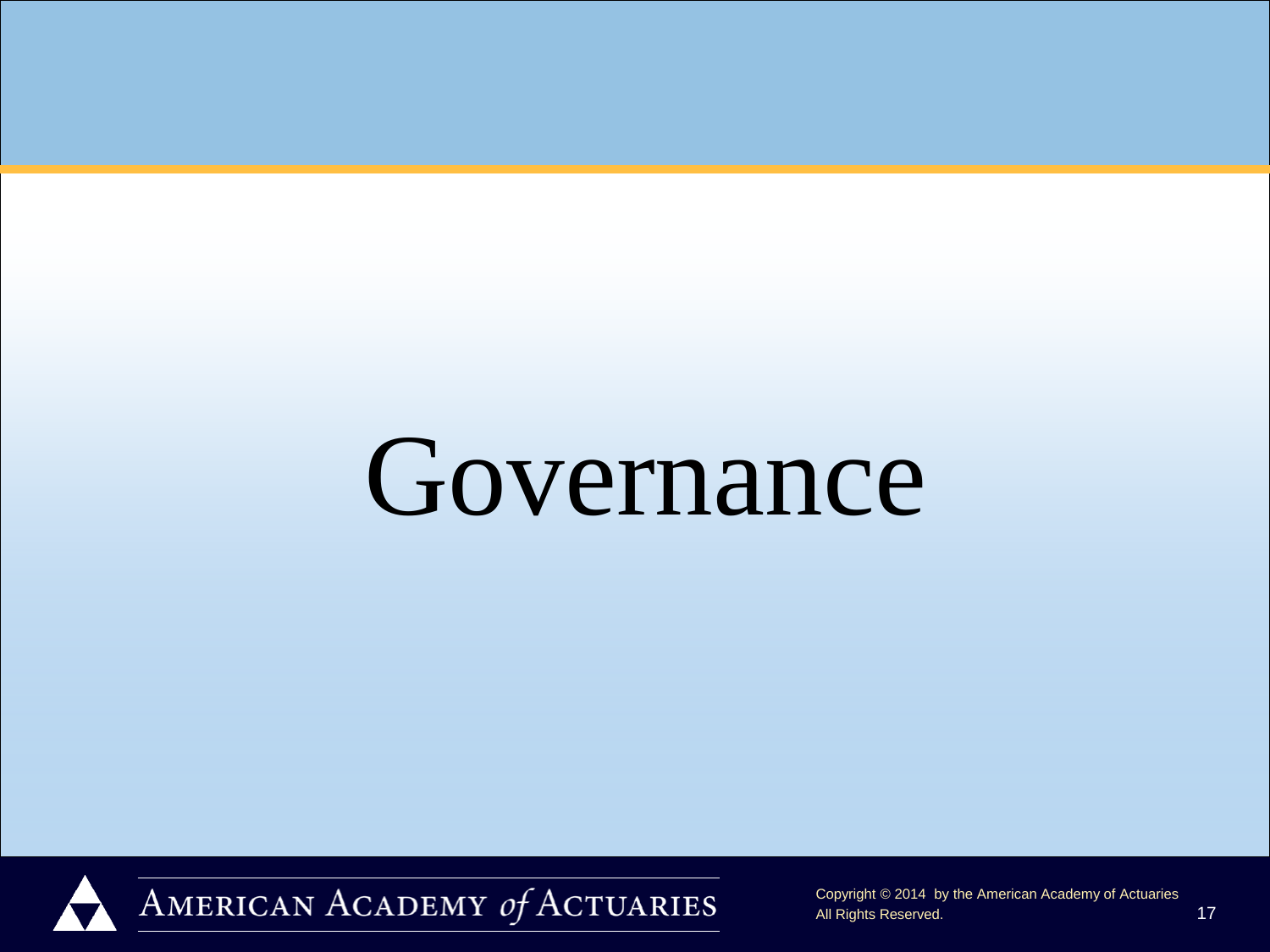# Governance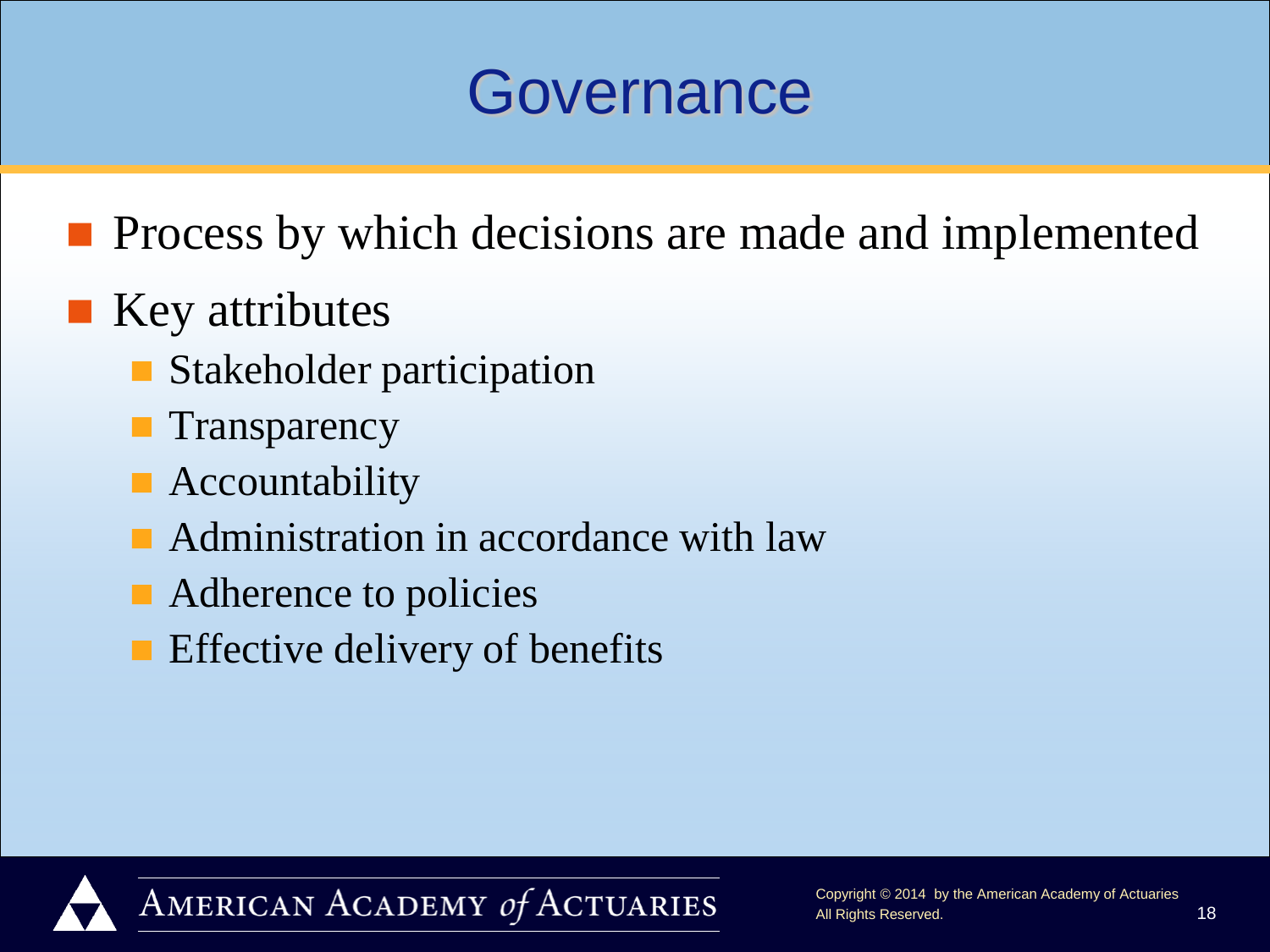# Governance

- Process by which decisions are made and implemented
- Key attributes
  - Stakeholder participation
  - Transparency
  - Accountability
  - Administration in accordance with law
  - Adherence to policies
  - Effective delivery of benefits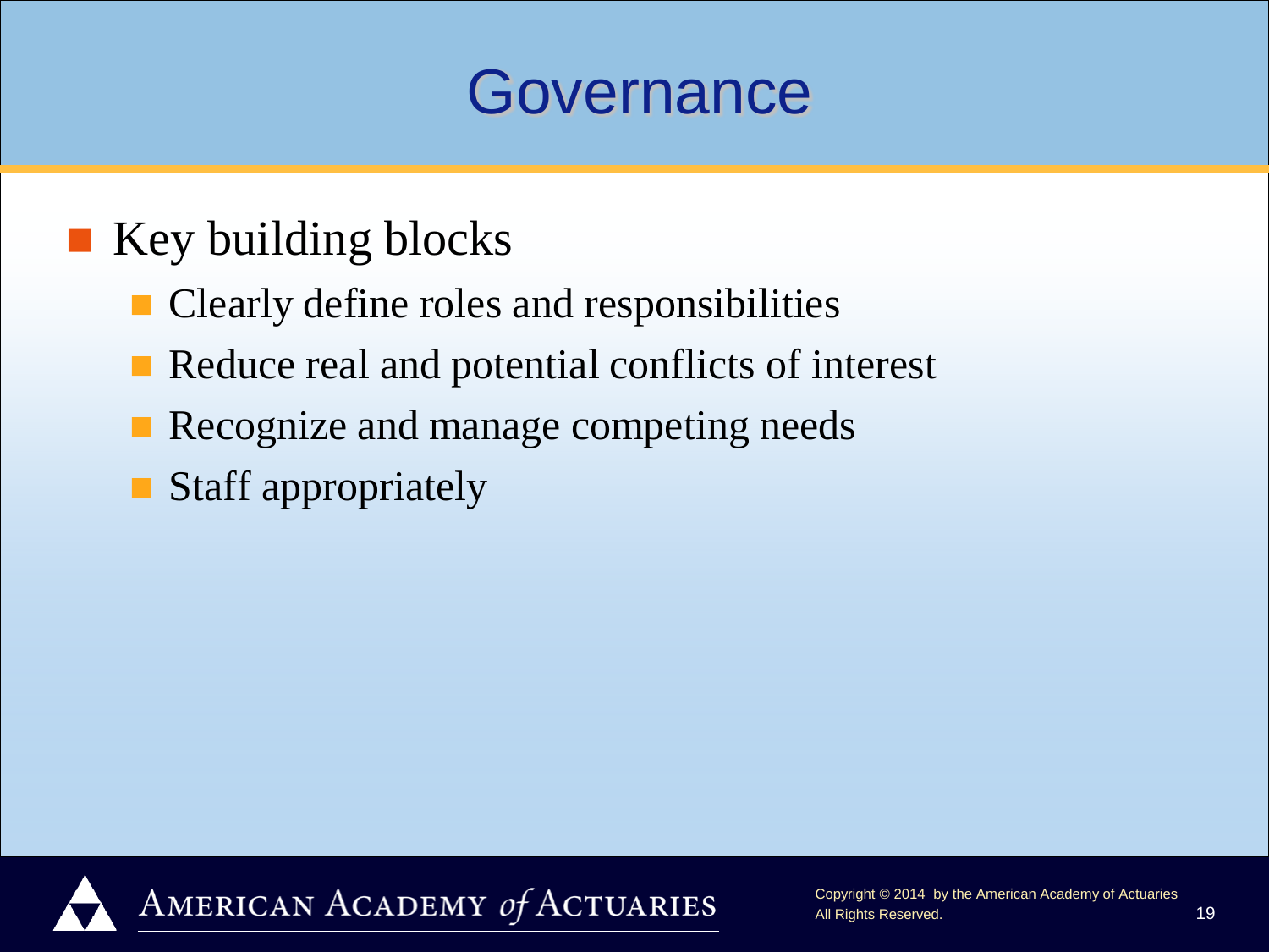# Governance

- Key building blocks
  - Clearly define roles and responsibilities
  - Reduce real and potential conflicts of interest
  - Recognize and manage competing needs
  - Staff appropriately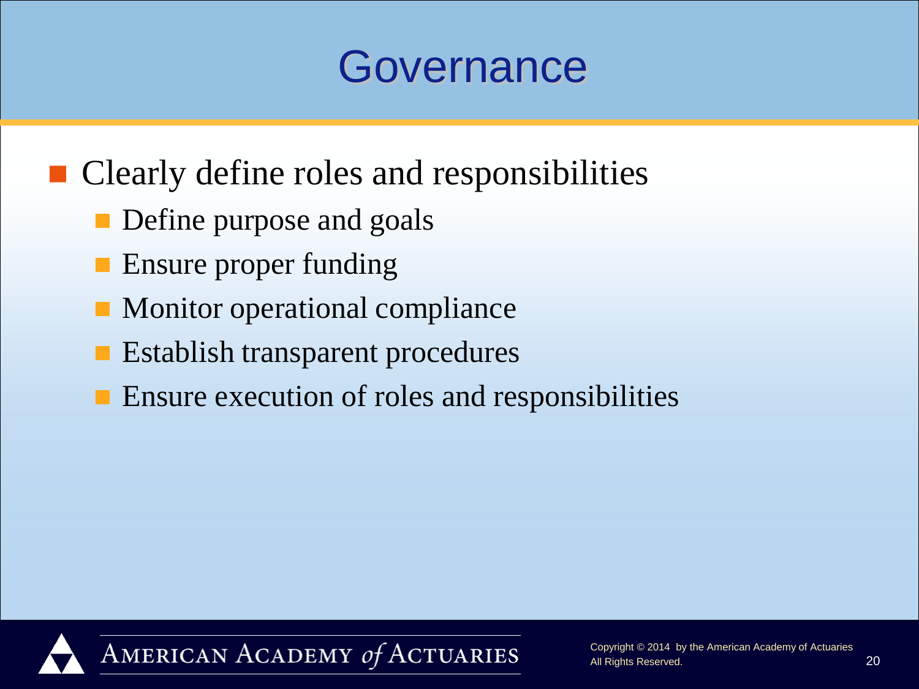# Governance

- Clearly define roles and responsibilities
  - Define purpose and goals
  - Ensure proper funding
  - Monitor operational compliance
  - Establish transparent procedures
  - Ensure execution of roles and responsibilities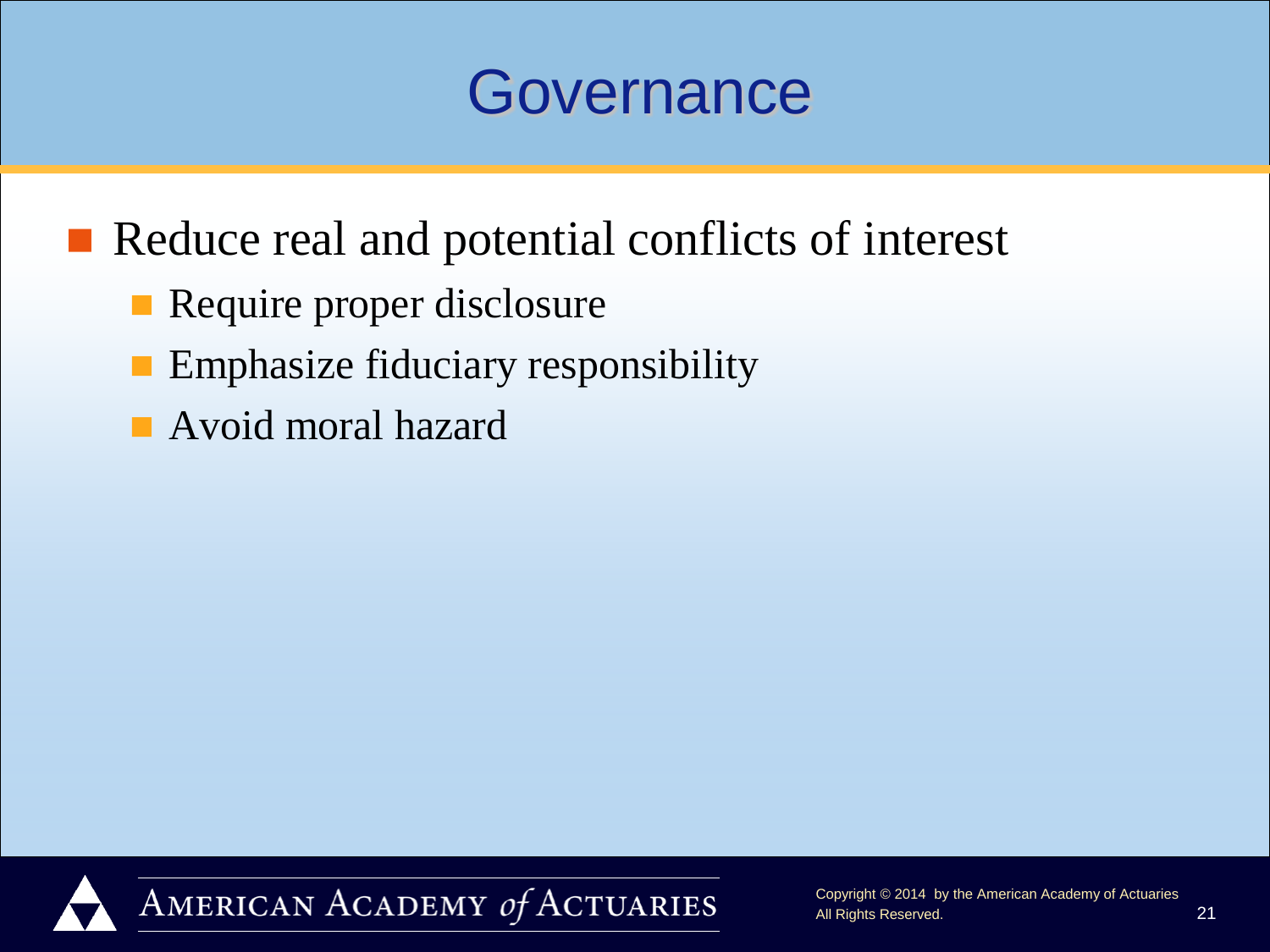# Governance

- Reduce real and potential conflicts of interest
  - Require proper disclosure
  - Emphasize fiduciary responsibility
  - Avoid moral hazard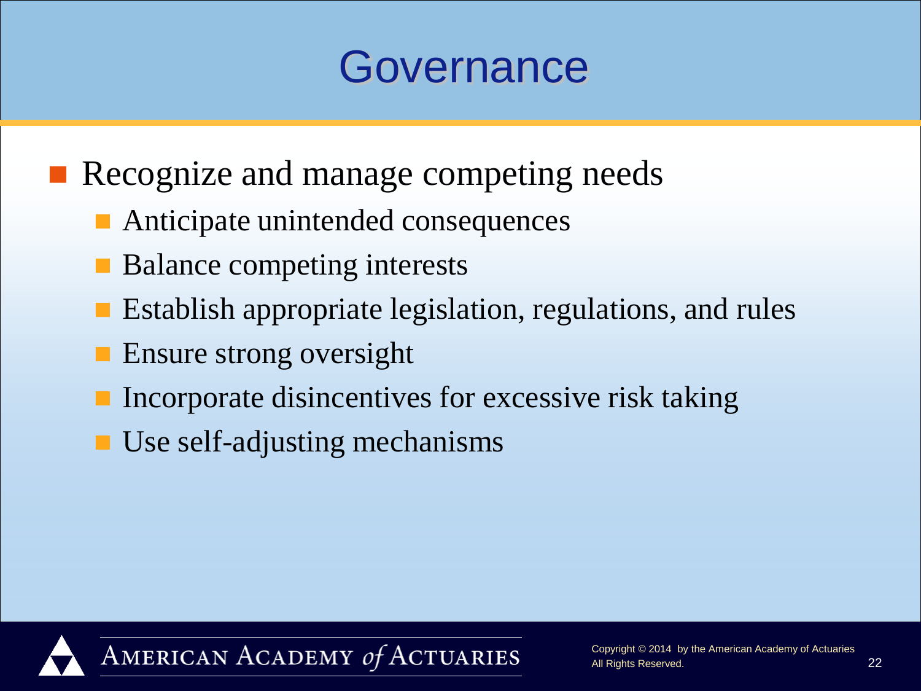# Governance

- Recognize and manage competing needs
  - Anticipate unintended consequences
  - Balance competing interests
  - Establish appropriate legislation, regulations, and rules
  - Ensure strong oversight
  - Incorporate disincentives for excessive risk taking
  - Use self-adjusting mechanisms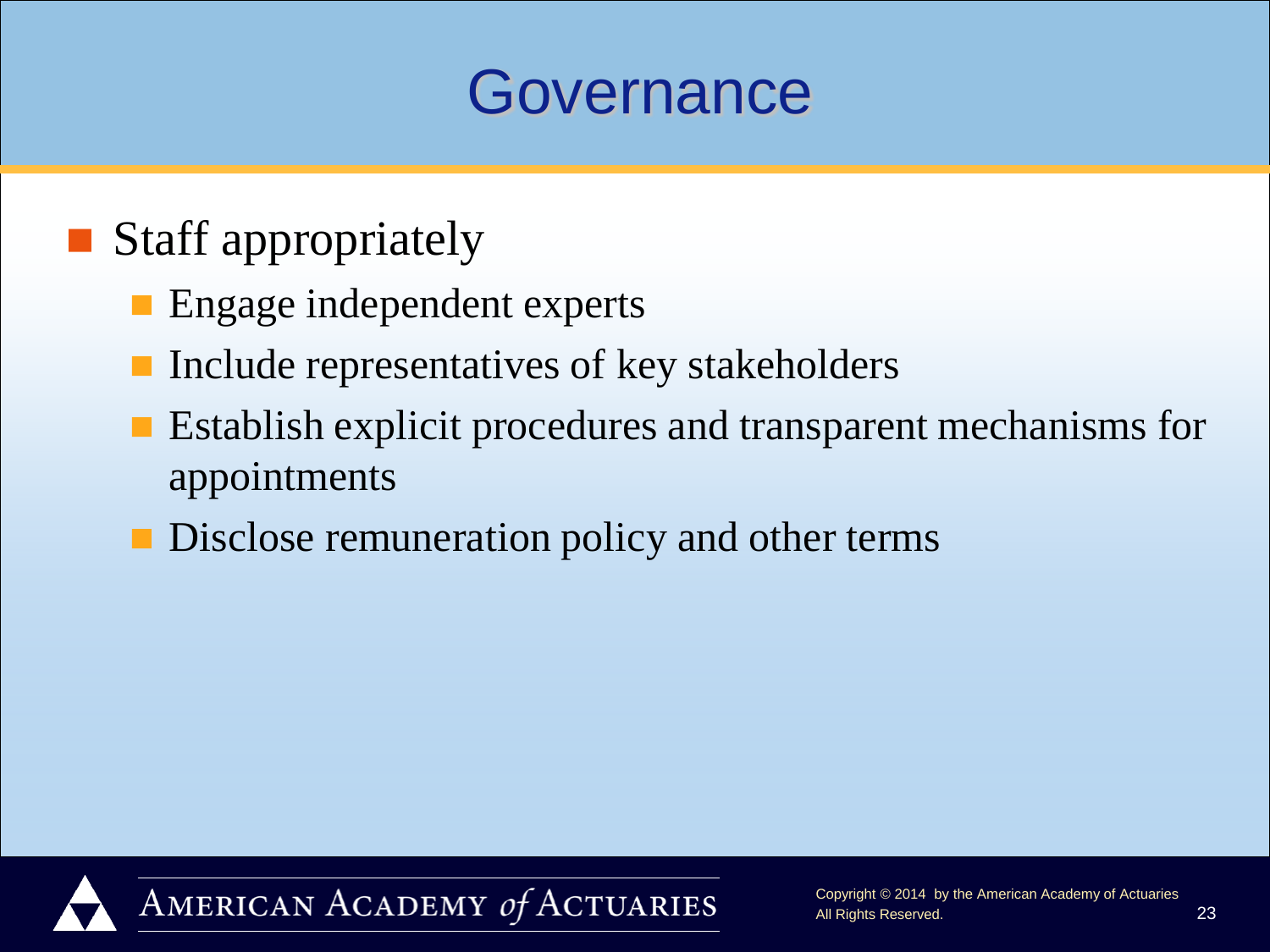# Governance

- Staff appropriately
  - Engage independent experts
  - Include representatives of key stakeholders
  - Establish explicit procedures and transparent mechanisms for appointments
  - Disclose remuneration policy and other terms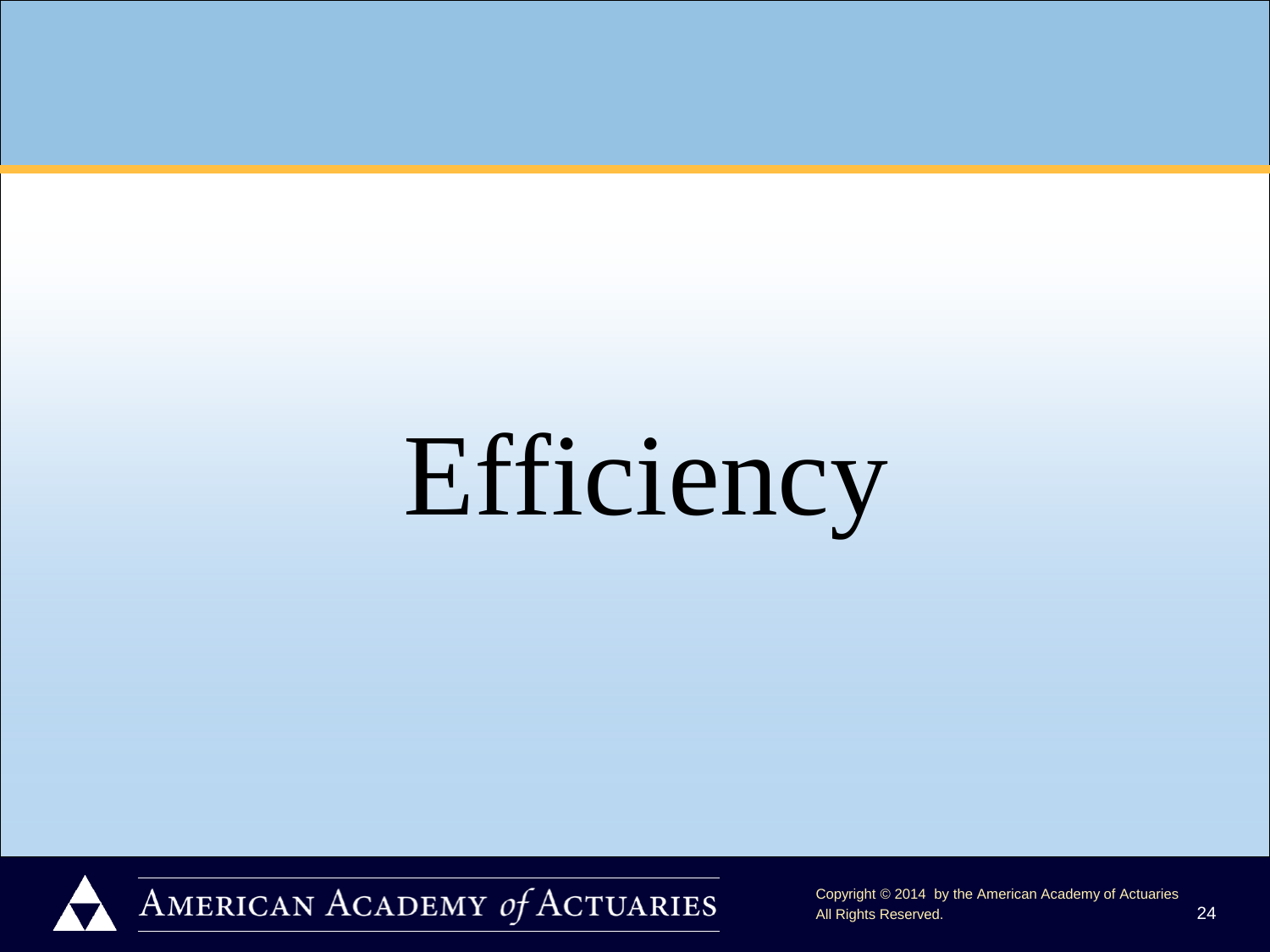# Efficiency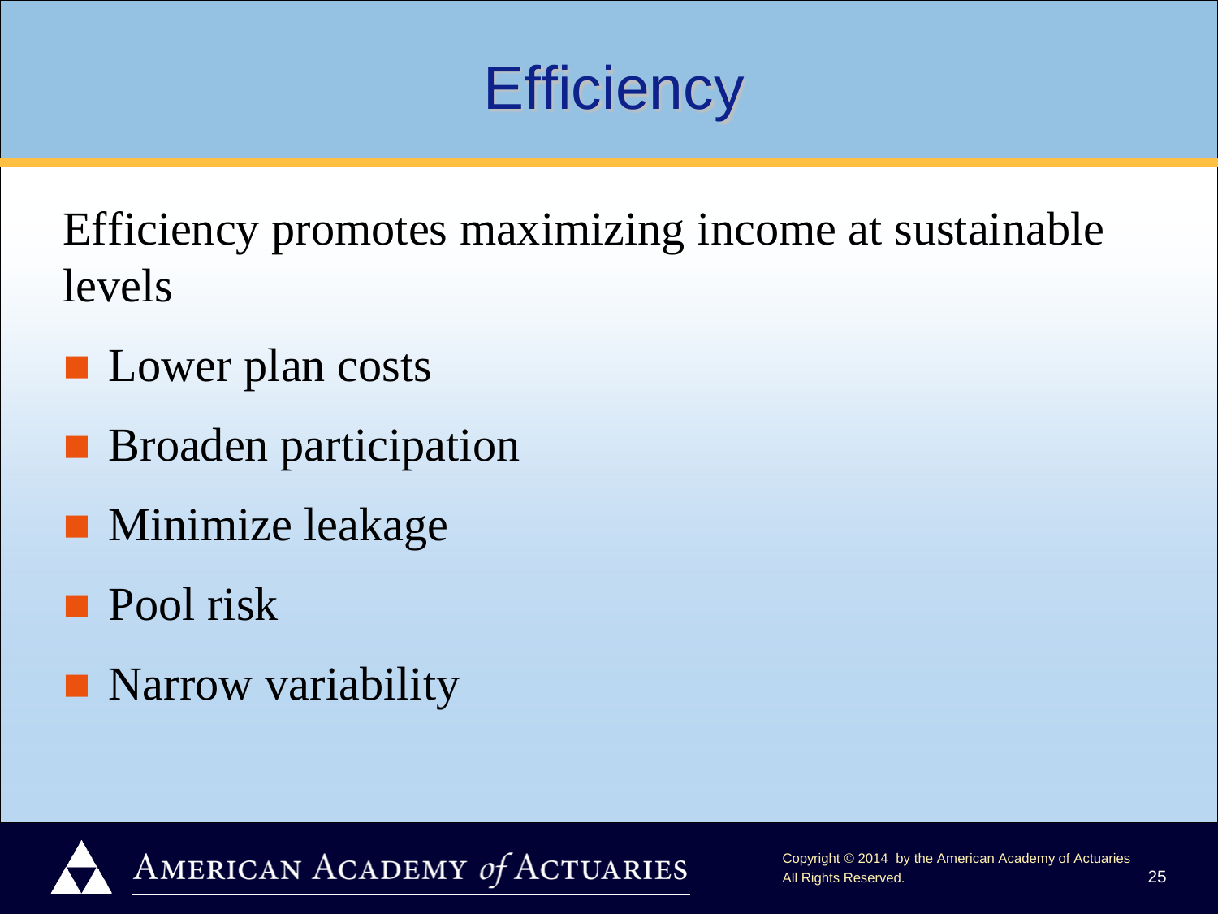# Efficiency

Efficiency promotes maximizing income at sustainable levels

- Lower plan costs
- Broaden participation
- Minimize leakage
- Pool risk
- Narrow variability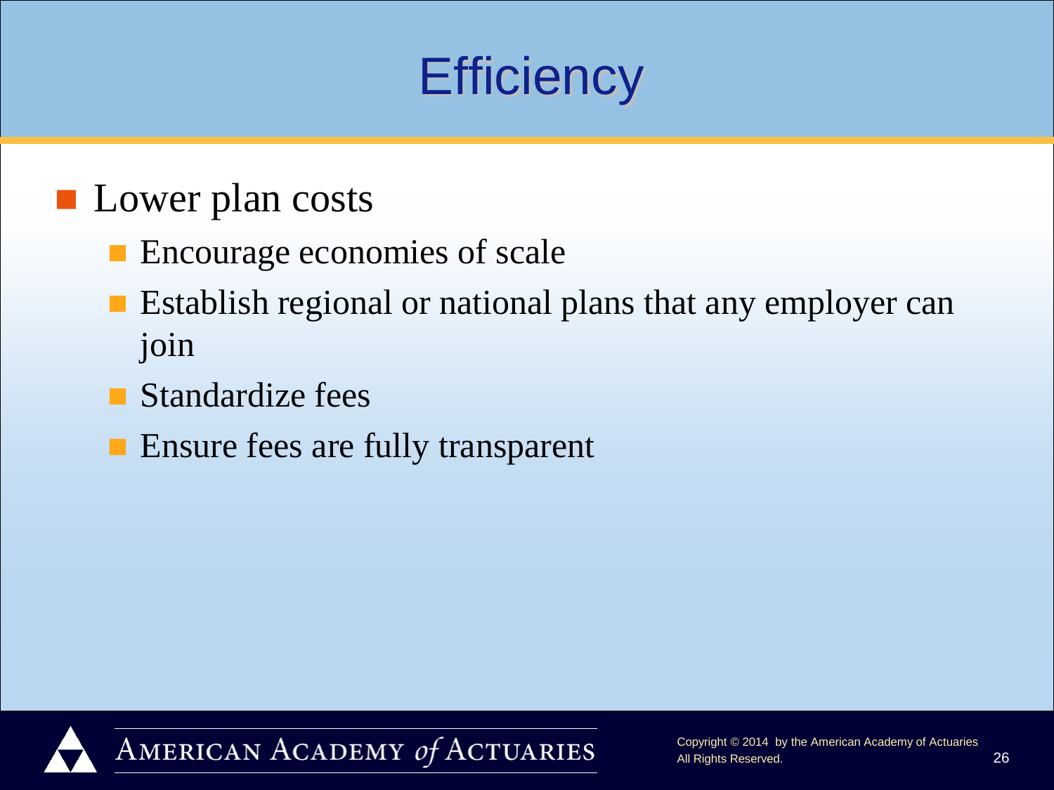# Efficiency

- Lower plan costs
  - Encourage economies of scale
  - Establish regional or national plans that any employer can join
  - Standardize fees
  - Ensure fees are fully transparent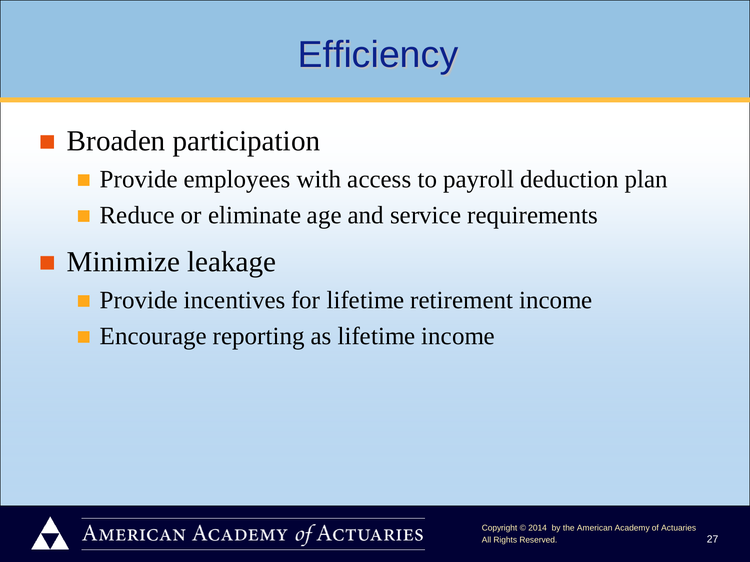# Efficiency

- Broaden participation
  - Provide employees with access to payroll deduction plan
  - Reduce or eliminate age and service requirements
- Minimize leakage
  - Provide incentives for lifetime retirement income
  - Encourage reporting as lifetime income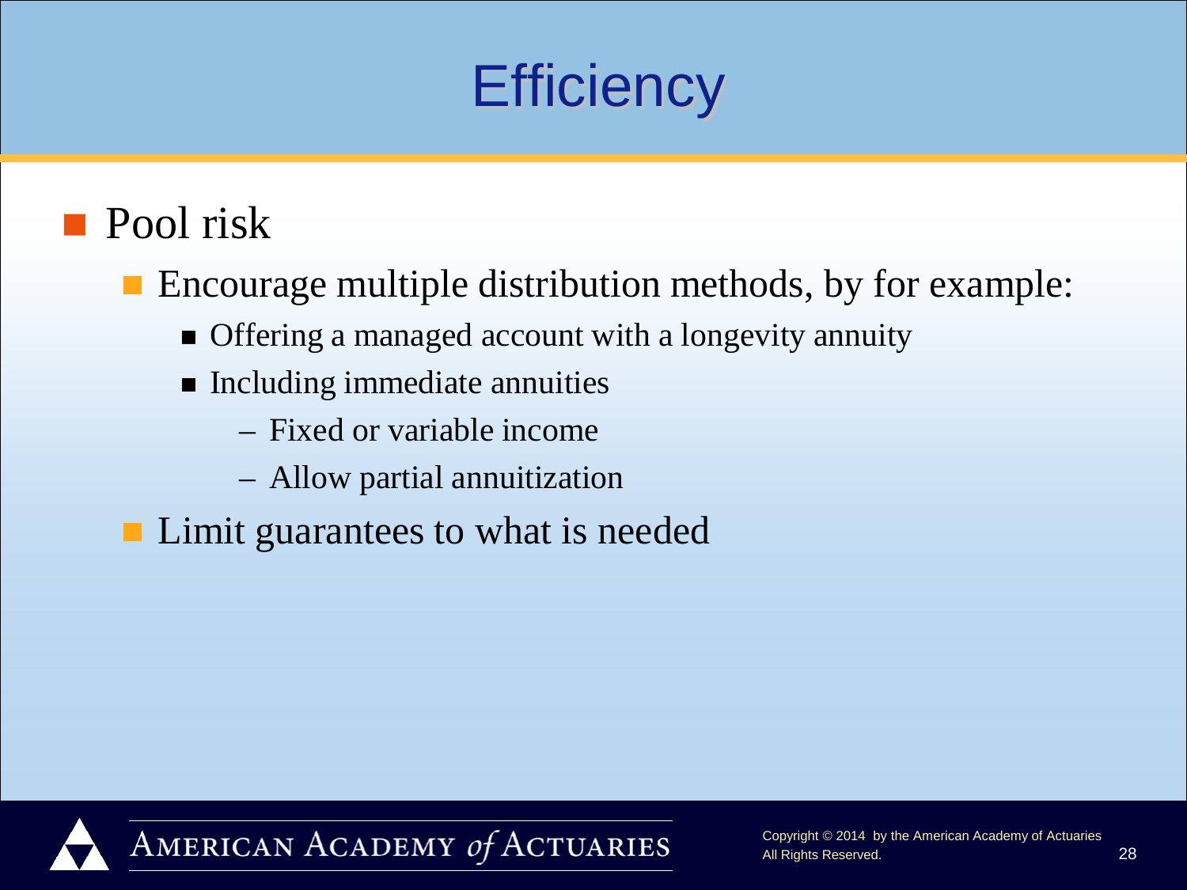# Efficiency

- Pool risk
  - Encourage multiple distribution methods, by for example:
    - Offering a managed account with a longevity annuity
    - Including immediate annuities
      - Fixed or variable income
      - Allow partial annuitization
  - Limit guarantees to what is needed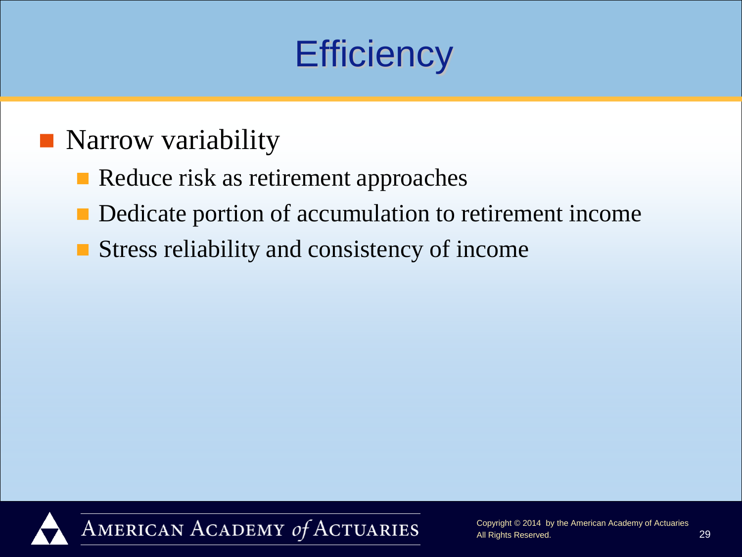# Efficiency

- Narrow variability
  - Reduce risk as retirement approaches
  - Dedicate portion of accumulation to retirement income
  - Stress reliability and consistency of income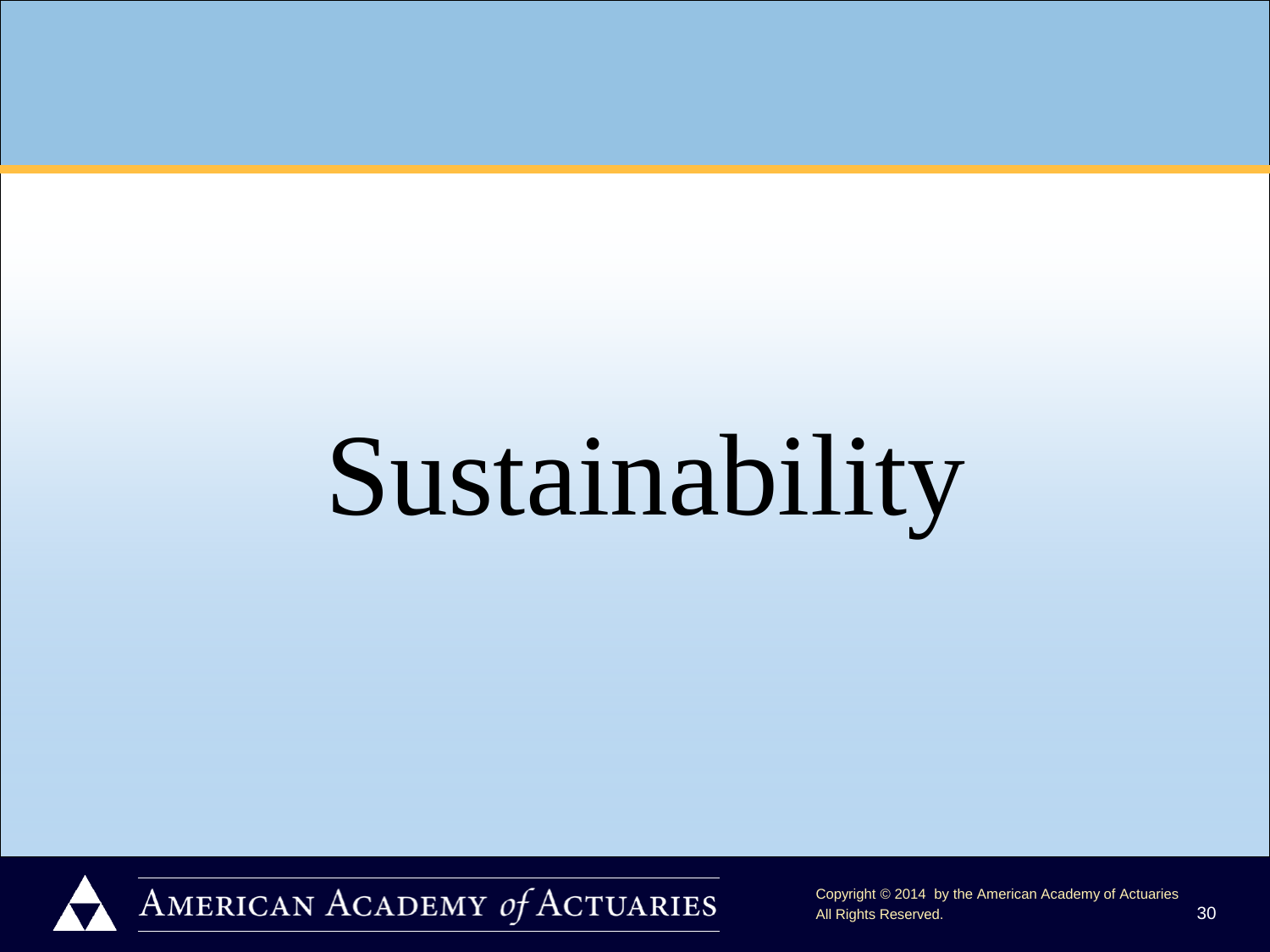# Sustainability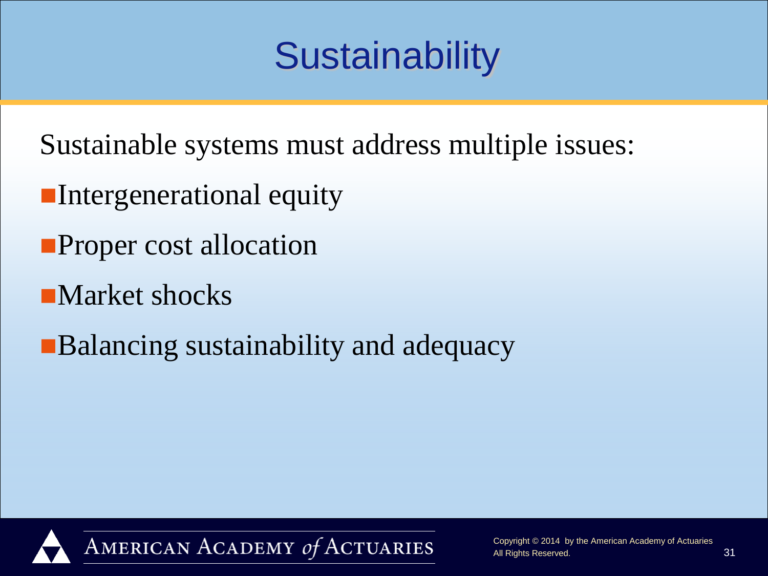# Sustainability

Sustainable systems must address multiple issues:

- Intergenerational equity
- Proper cost allocation
- Market shocks
- Balancing sustainability and adequacy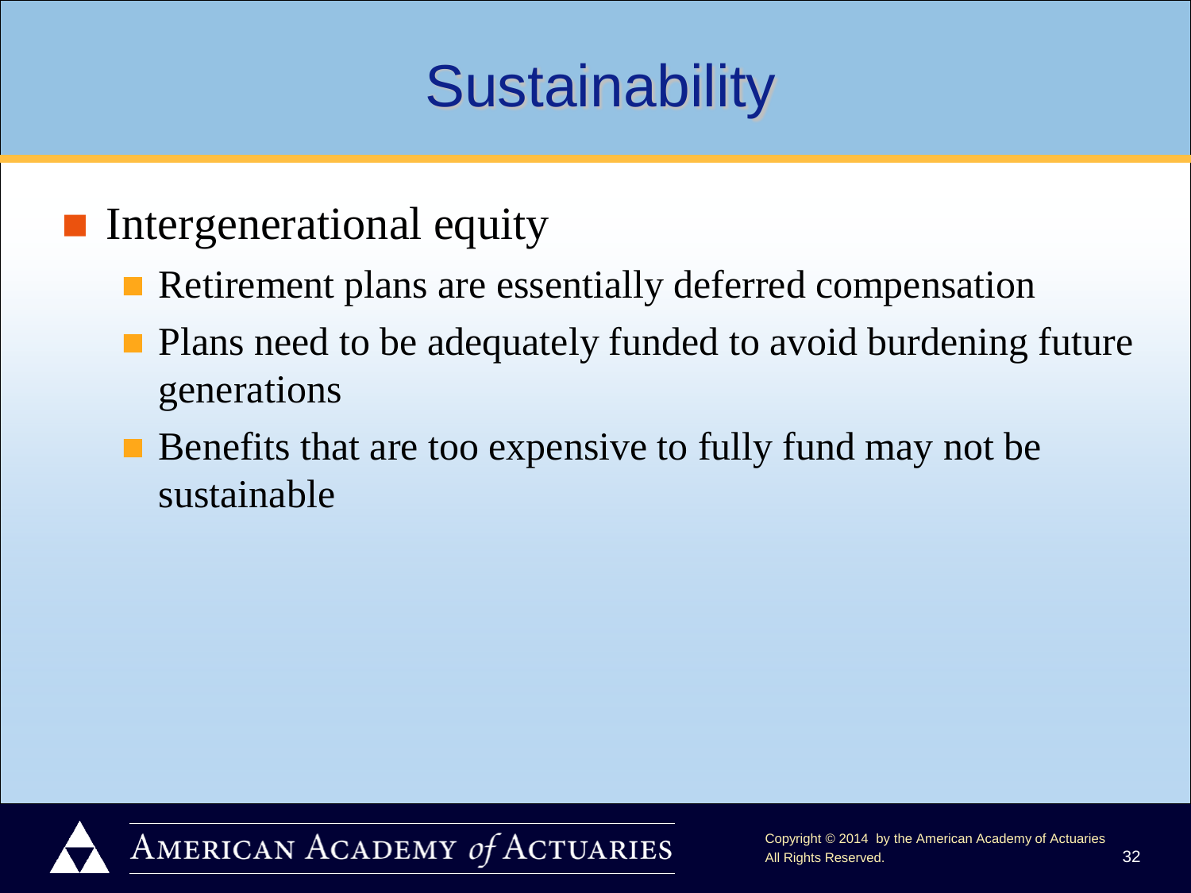# Sustainability

- Intergenerational equity
  - Retirement plans are essentially deferred compensation
  - Plans need to be adequately funded to avoid burdening future generations
  - Benefits that are too expensive to fully fund may not be sustainable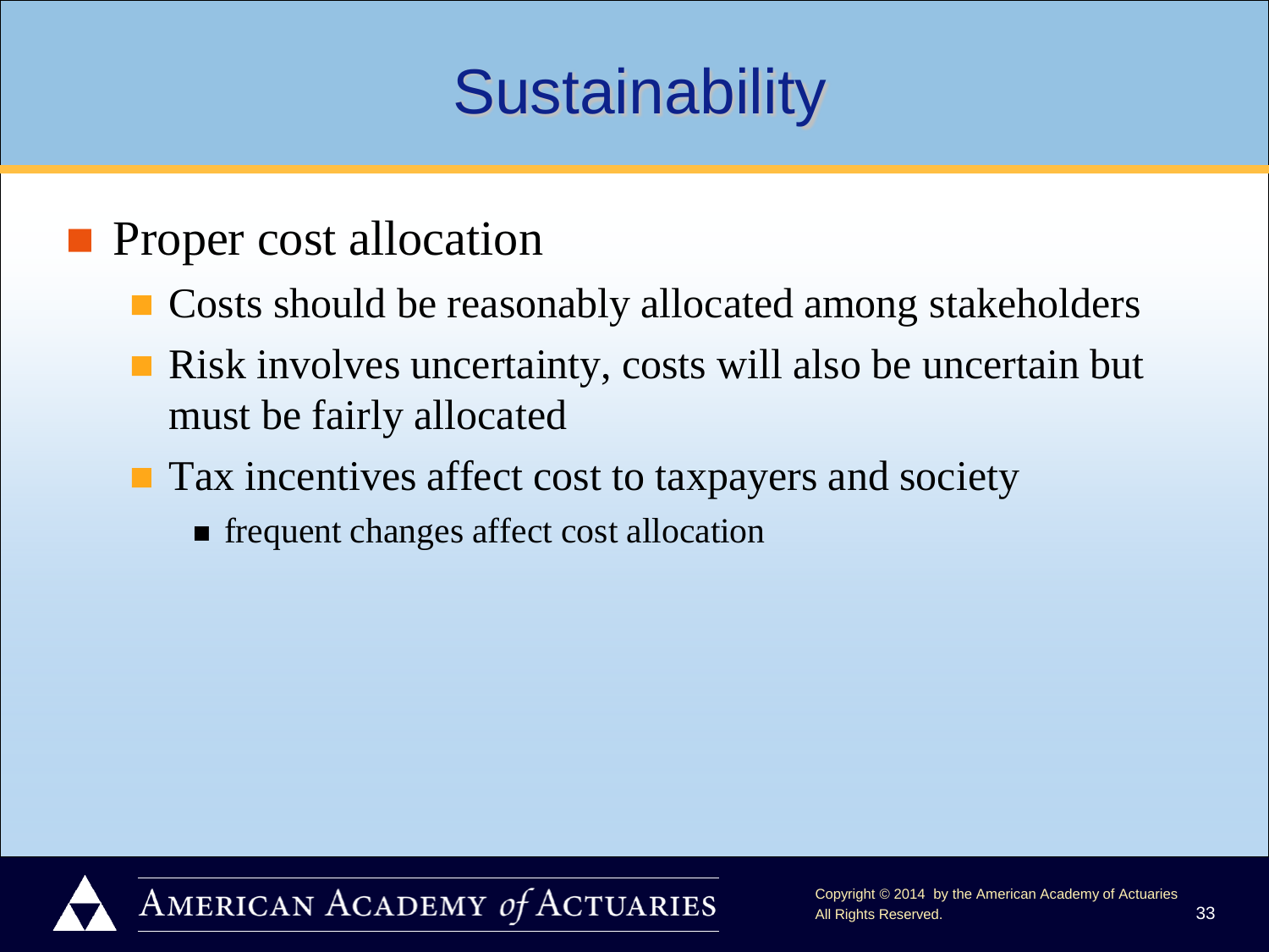# Sustainability

- Proper cost allocation
  - Costs should be reasonably allocated among stakeholders
  - Risk involves uncertainty, costs will also be uncertain but must be fairly allocated
  - Tax incentives affect cost to taxpayers and society
    - frequent changes affect cost allocation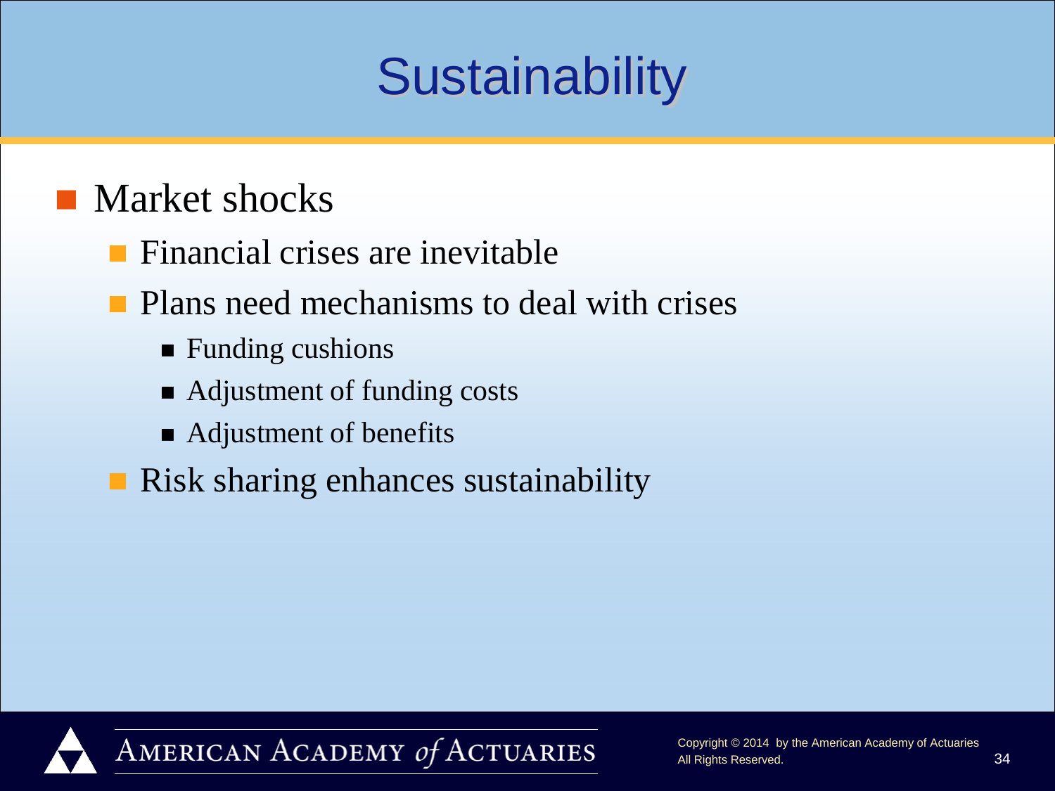# Sustainability

- Market shocks
  - Financial crises are inevitable
  - Plans need mechanisms to deal with crises
    - Funding cushions
    - Adjustment of funding costs
    - Adjustment of benefits
  - Risk sharing enhances sustainability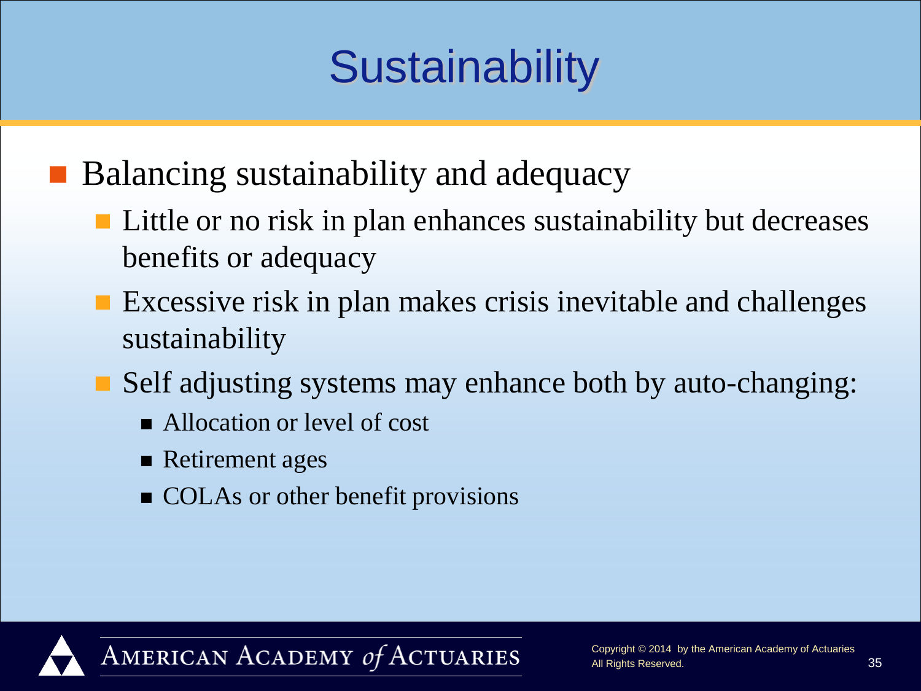# Sustainability

- Balancing sustainability and adequacy
  - Little or no risk in plan enhances sustainability but decreases benefits or adequacy
  - Excessive risk in plan makes crisis inevitable and challenges sustainability
  - Self adjusting systems may enhance both by auto-changing:
    - Allocation or level of cost
    - Retirement ages
    - COLAs or other benefit provisions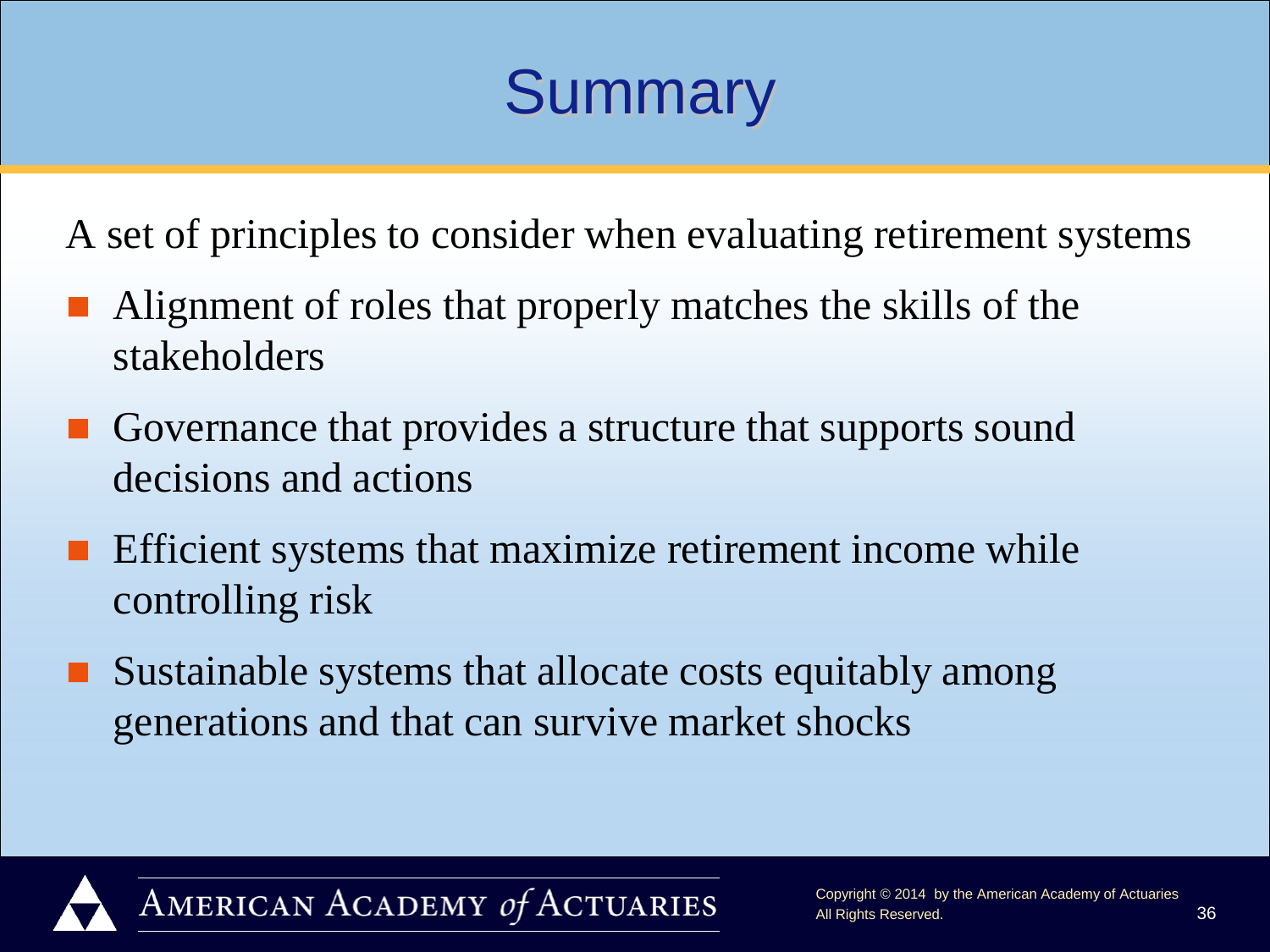# Summary

A set of principles to consider when evaluating retirement systems

- Alignment of roles that properly matches the skills of the stakeholders
- Governance that provides a structure that supports sound decisions and actions
- Efficient systems that maximize retirement income while controlling risk
- Sustainable systems that allocate costs equitably among generations and that can survive market shocks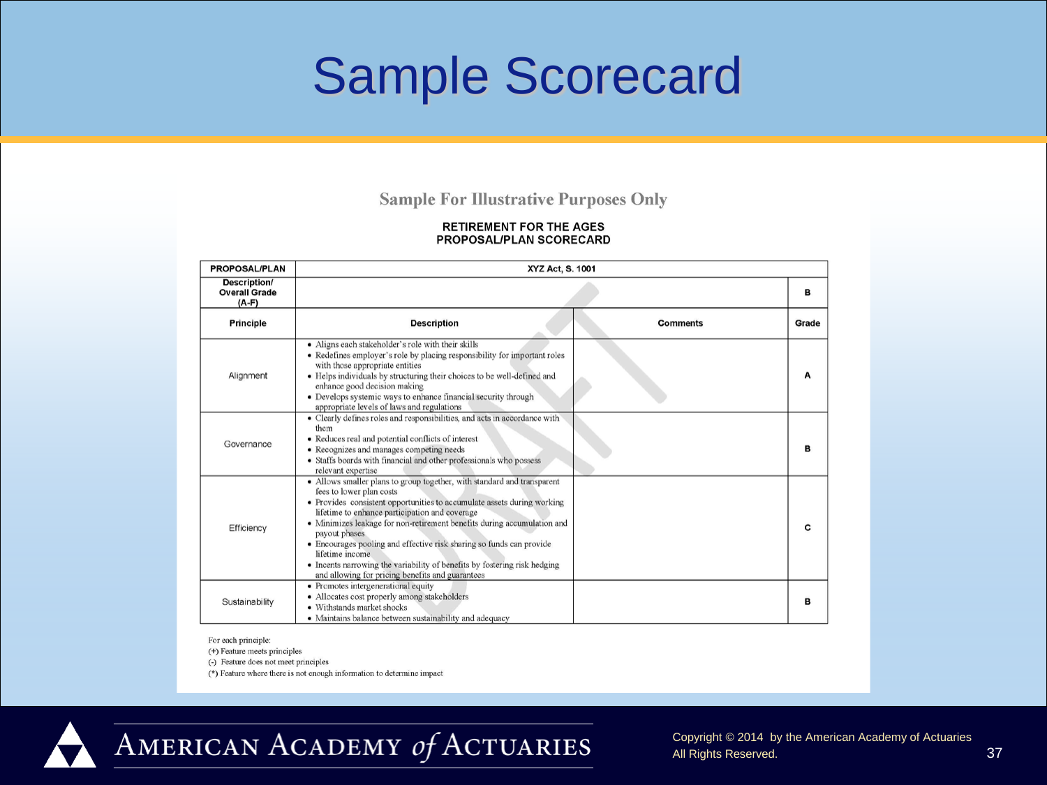# Sample Scorecard

**Sample For Illustrative Purposes Only**

**RETIREMENT FOR THE AGES**
**PROPOSAL/PLAN SCORECARD**

| PROPOSAL/PLAN | XYZ Act, S. 1001 | | |
|---|---|---|---|
| **Description/ Overall Grade (A-F)** | | | **B** |
| **Principle** | **Description** | **Comments** | **Grade** |
| Alignment | • Aligns each stakeholder's role with their skills<br>• Redefines employer's role by placing responsibility for important roles with those appropriate entities<br>• Helps individuals by structuring their choices to be well-defined and enhance good decision making<br>• Develops systemic ways to enhance financial security through appropriate levels of laws and regulations | | A |
| Governance | • Clearly defines roles and responsibilities, and acts in accordance with them<br>• Reduces real and potential conflicts of interest<br>• Recognizes and manages competing needs<br>• Staffs boards with financial and other professionals who possess relevant expertise | | B |
| Efficiency | • Allows smaller plans to group together, with standard and transparent fees to lower plan costs<br>• Provides consistent opportunities to accumulate assets during working lifetime to enhance participation and coverage<br>• Minimizes leakage for non-retirement benefits during accumulation and payout phases<br>• Encourages pooling and effective risk sharing so funds can provide lifetime income<br>• Incents narrowing the variability of benefits by fostering risk hedging and allowing for pricing benefits and guarantees | | C |
| Sustainability | • Promotes intergenerational equity<br>• Allocates cost properly among stakeholders<br>• Withstands market shocks<br>• Maintains balance between sustainability and adequacy | | B |

For each principle:
(+) Feature meets principles
(-) Feature does not meet principles
(*) Feature where there is not enough information to determine impact

Copyright © 2014 by the American Academy of Actuaries
All Rights Reserved.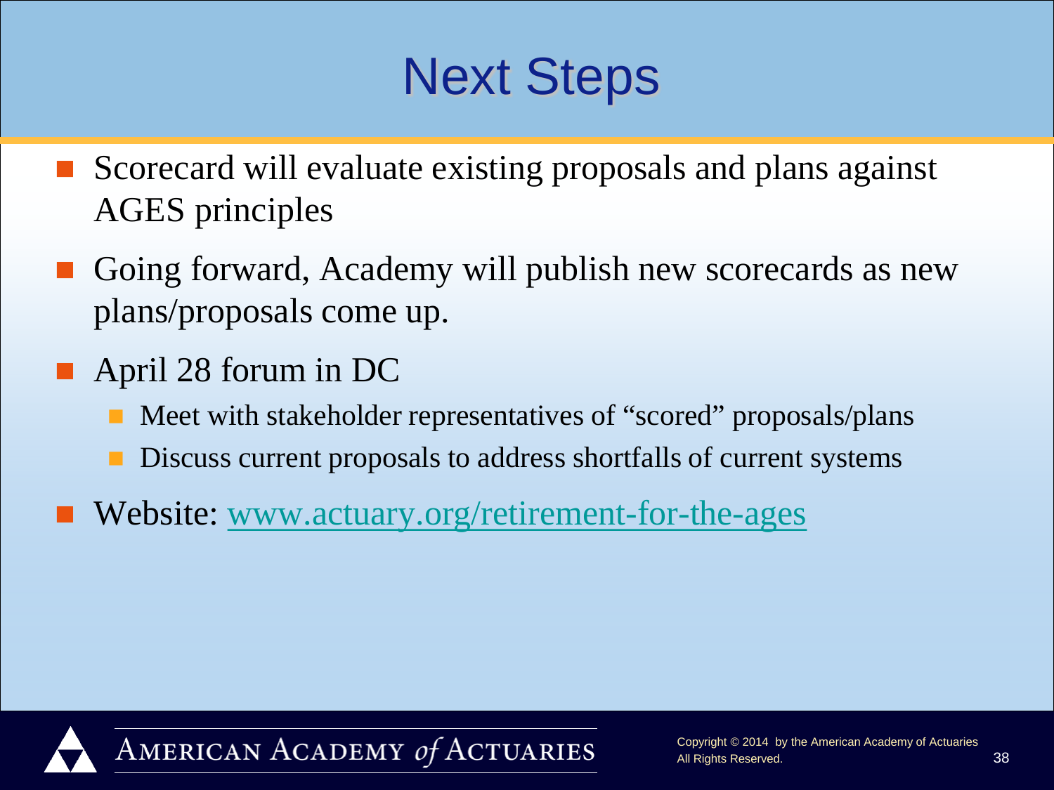# Next Steps

- Scorecard will evaluate existing proposals and plans against AGES principles
- Going forward, Academy will publish new scorecards as new plans/proposals come up.
- April 28 forum in DC
  - Meet with stakeholder representatives of “scored” proposals/plans
  - Discuss current proposals to address shortfalls of current systems
- Website: www.actuary.org/retirement-for-the-ages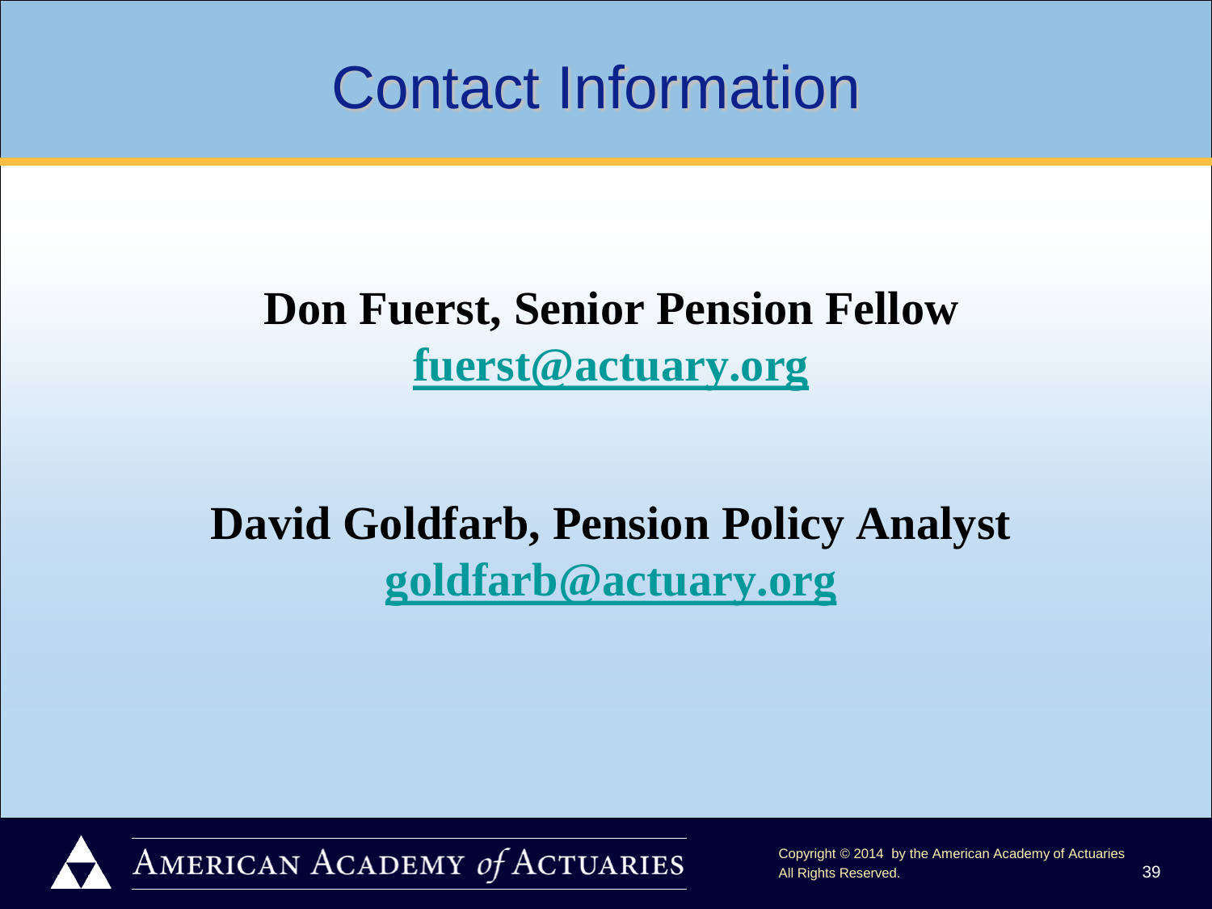# Contact Information

**Don Fuerst, Senior Pension Fellow**
**fuerst@actuary.org**

**David Goldfarb, Pension Policy Analyst**
**goldfarb@actuary.org**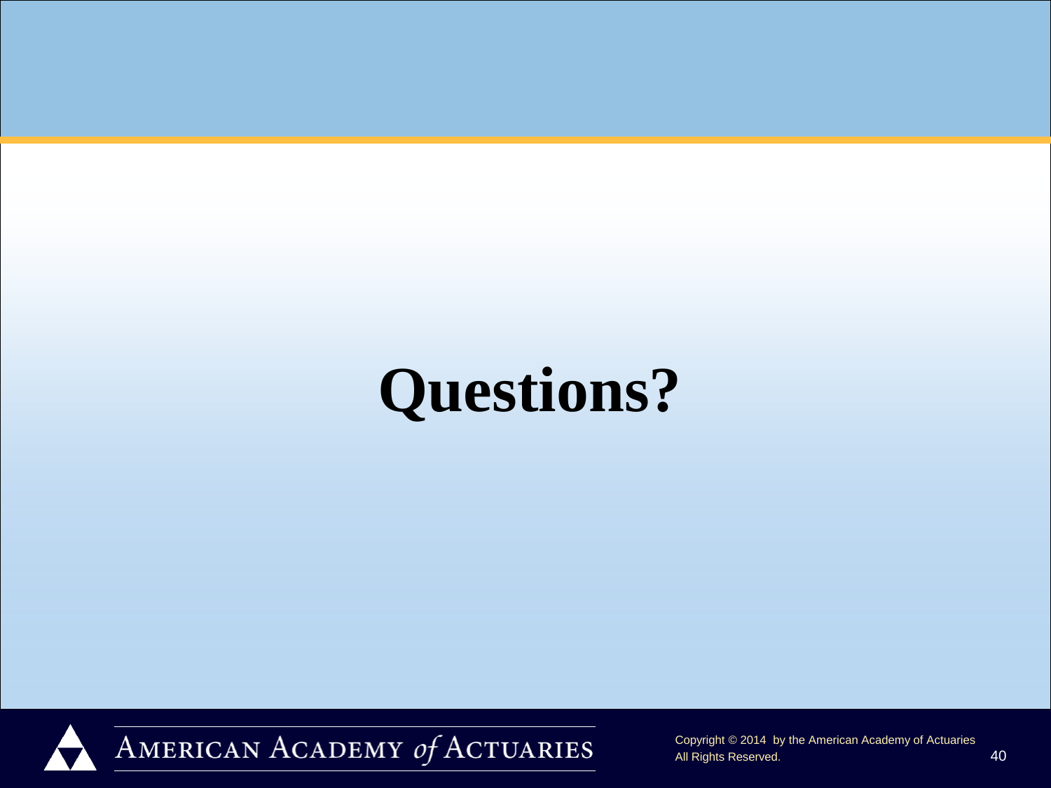# Questions?